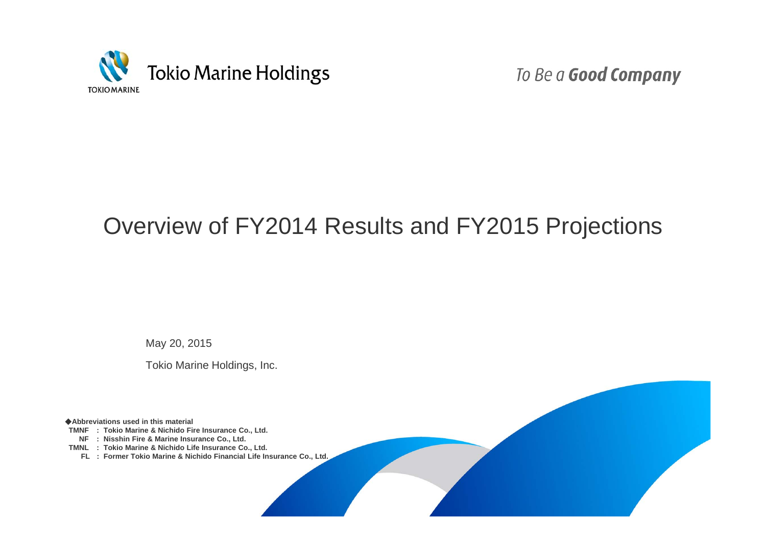Tokio Marine Holdings

To Be a **Good Company**

# Overview of FY2014 Results and FY2015 Projections

May 20, 2015

Tokio Marine Holdings, Inc.

**◆Abbreviations used in this material**

- **TMNF : Tokio Marine & Nichido Fire Insurance Co., Ltd.**
- **NF : Nisshin Fire & Marine Insurance Co., Ltd.**
- **TMNL : Tokio Marine & Nichido Life Insurance Co., Ltd.**
- **FL : Former Tokio Marine & Nichido Financial Life Insurance Co., Ltd.**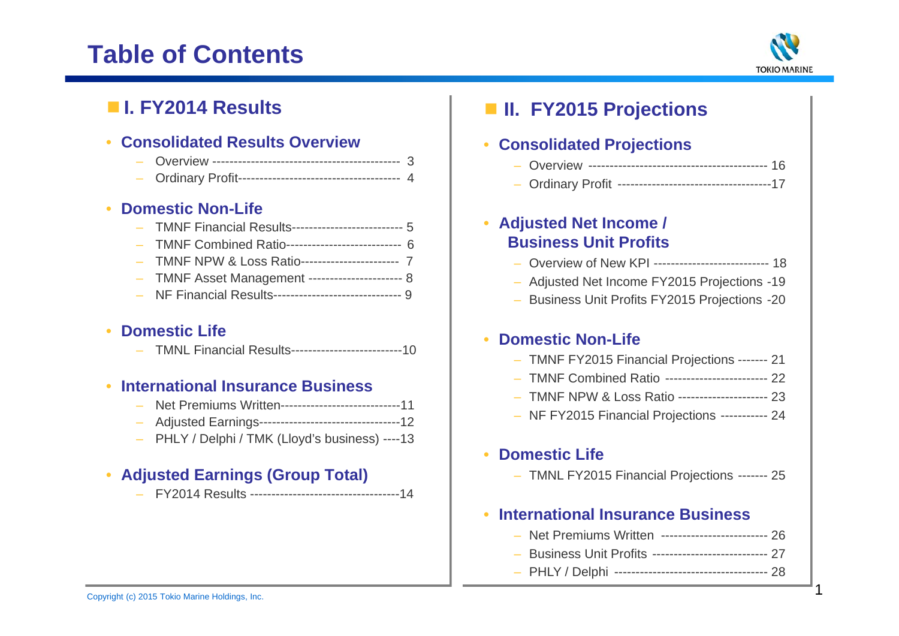# Table of Contents

## I. FY2014 Results

- **Consolidated Results Overview**
  - Overview ------------------------------------------- 3
  - Ordinary Profit------------------------------------- 4
- **Domestic Non-Life**
  - TMNF Financial Results-------------------------- 5
  - TMNF Combined Ratio--------------------------- 6
  - TMNF NPW & Loss Ratio---------------------- 7
  - TMNF Asset Management --------------------- 8
  - NF Financial Results----------------------------- 9
- **Domestic Life**
  - TMNL Financial Results--------------------------10
- **International Insurance Business**
  - Net Premiums Written----------------------------11
  - Adjusted Earnings---------------------------------12
  - PHLY / Delphi / TMK (Lloyd's business) ----13
- **Adjusted Earnings (Group Total)**
  - FY2014 Results ----------------------------------14

## II. FY2015 Projections

- **Consolidated Projections**
  - Overview ----------------------------------------- 16
  - Ordinary Profit -----------------------------------17
- **Adjusted Net Income / Business Unit Profits**
  - Overview of New KPI -------------------------- 18
  - Adjusted Net Income FY2015 Projections -19
  - Business Unit Profits FY2015 Projections -20
- **Domestic Non-Life**
  - TMNF FY2015 Financial Projections ------- 21
  - TMNF Combined Ratio ----------------------- 22
  - TMNF NPW & Loss Ratio -------------------- 23
  - NF FY2015 Financial Projections ----------- 24
- **Domestic Life**
  - TMNL FY2015 Financial Projections ------- 25
- **International Insurance Business**
  - Net Premiums Written ------------------------ 26
  - Business Unit Profits -------------------------- 27
  - PHLY / Delphi ----------------------------------- 28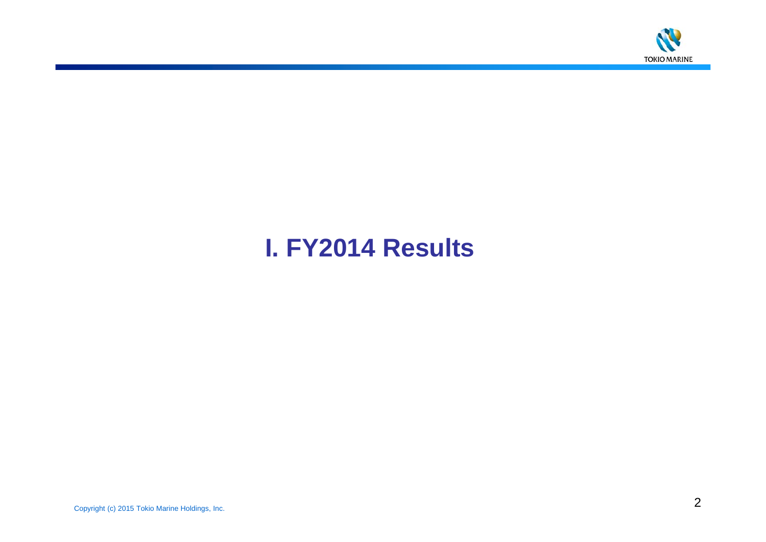# I. FY2014 Results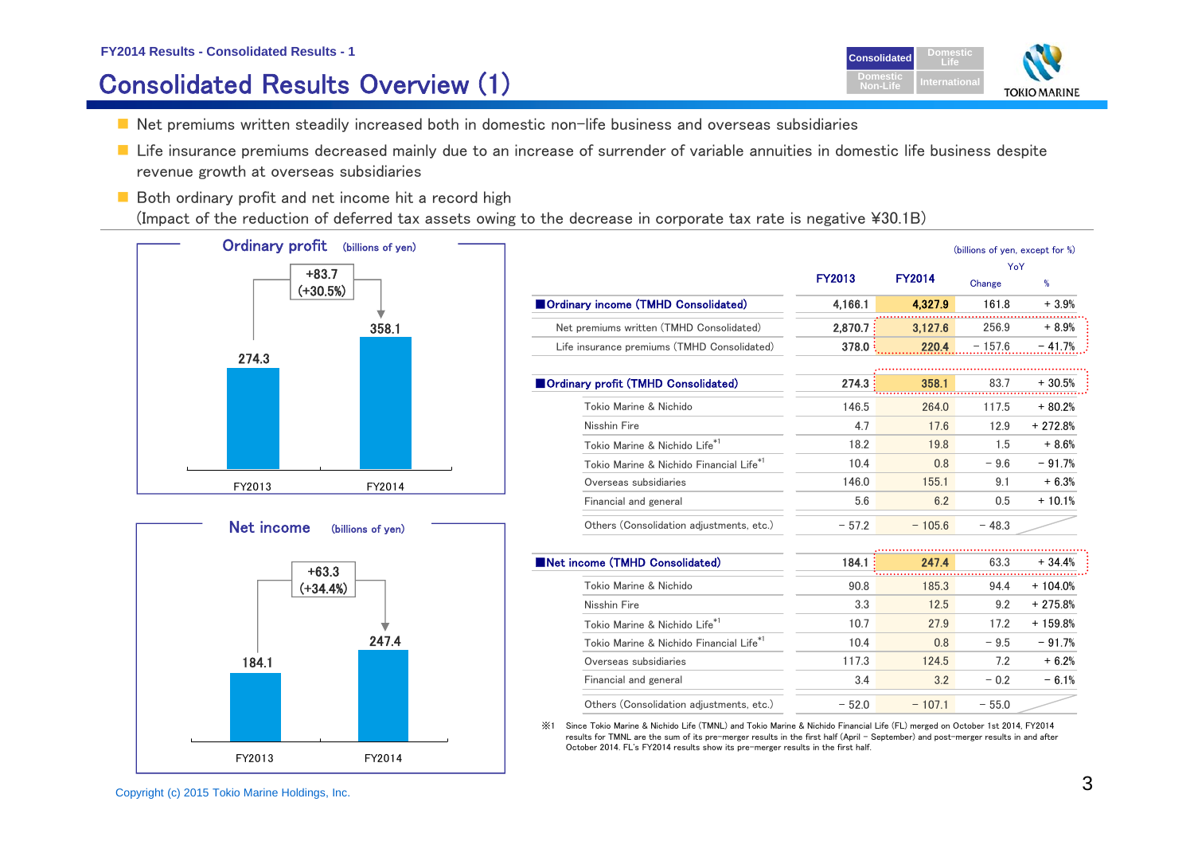FY2014 Results - Consolidated Results - 1

# Consolidated Results Overview (1)

- Net premiums written steadily increased both in domestic non-life business and overseas subsidiaries
- Life insurance premiums decreased mainly due to an increase of surrender of variable annuities in domestic life business despite revenue growth at overseas subsidiaries
- Both ordinary profit and net income hit a record high
  (Impact of the reduction of deferred tax assets owing to the decrease in corporate tax rate is negative ¥30.1B)

**Ordinary profit** (billions of yen)

| | FY2013 | FY2014 |
|---|---|---|
| Ordinary profit | 274.3 | 358.1 |

+83.7 (+30.5%)

**Net income** (billions of yen)

| | FY2013 | FY2014 |
|---|---|---|
| Net income | 184.1 | 247.4 |

+63.3 (+34.4%)

(billions of yen, except for %)

| | FY2013 | FY2014 | YoY Change | YoY % |
|---|---|---|---|---|
| **Ordinary income (TMHD Consolidated)** | 4,166.1 | 4,327.9 | 161.8 | + 3.9% |
| Net premiums written (TMHD Consolidated) | 2,870.7 | 3,127.6 | 256.9 | + 8.9% |
| Life insurance premiums (TMHD Consolidated) | 378.0 | 220.4 | − 157.6 | − 41.7% |
| **Ordinary profit (TMHD Consolidated)** | 274.3 | 358.1 | 83.7 | + 30.5% |
| Tokio Marine & Nichido | 146.5 | 264.0 | 117.5 | + 80.2% |
| Nisshin Fire | 4.7 | 17.6 | 12.9 | + 272.8% |
| Tokio Marine & Nichido Life[*1] | 18.2 | 19.8 | 1.5 | + 8.6% |
| Tokio Marine & Nichido Financial Life[*1] | 10.4 | 0.8 | − 9.6 | − 91.7% |
| Overseas subsidiaries | 146.0 | 155.1 | 9.1 | + 6.3% |
| Financial and general | 5.6 | 6.2 | 0.5 | + 10.1% |
| Others (Consolidation adjustments, etc.) | − 57.2 | − 105.6 | − 48.3 | |
| **Net income (TMHD Consolidated)** | 184.1 | 247.4 | 63.3 | + 34.4% |
| Tokio Marine & Nichido | 90.8 | 185.3 | 94.4 | + 104.0% |
| Nisshin Fire | 3.3 | 12.5 | 9.2 | + 275.8% |
| Tokio Marine & Nichido Life[*1] | 10.7 | 27.9 | 17.2 | + 159.8% |
| Tokio Marine & Nichido Financial Life[*1] | 10.4 | 0.8 | − 9.5 | − 91.7% |
| Overseas subsidiaries | 117.3 | 124.5 | 7.2 | + 6.2% |
| Financial and general | 3.4 | 3.2 | − 0.2 | − 6.1% |
| Others (Consolidation adjustments, etc.) | − 52.0 | − 107.1 | − 55.0 | |

※1 Since Tokio Marine & Nichido Life (TMNL) and Tokio Marine & Nichido Financial Life (FL) merged on October 1st 2014, FY2014 results for TMNL are the sum of its pre-merger results in the first half (April – September) and post-merger results in and after October 2014. FL's FY2014 results show its pre-merger results in the first half.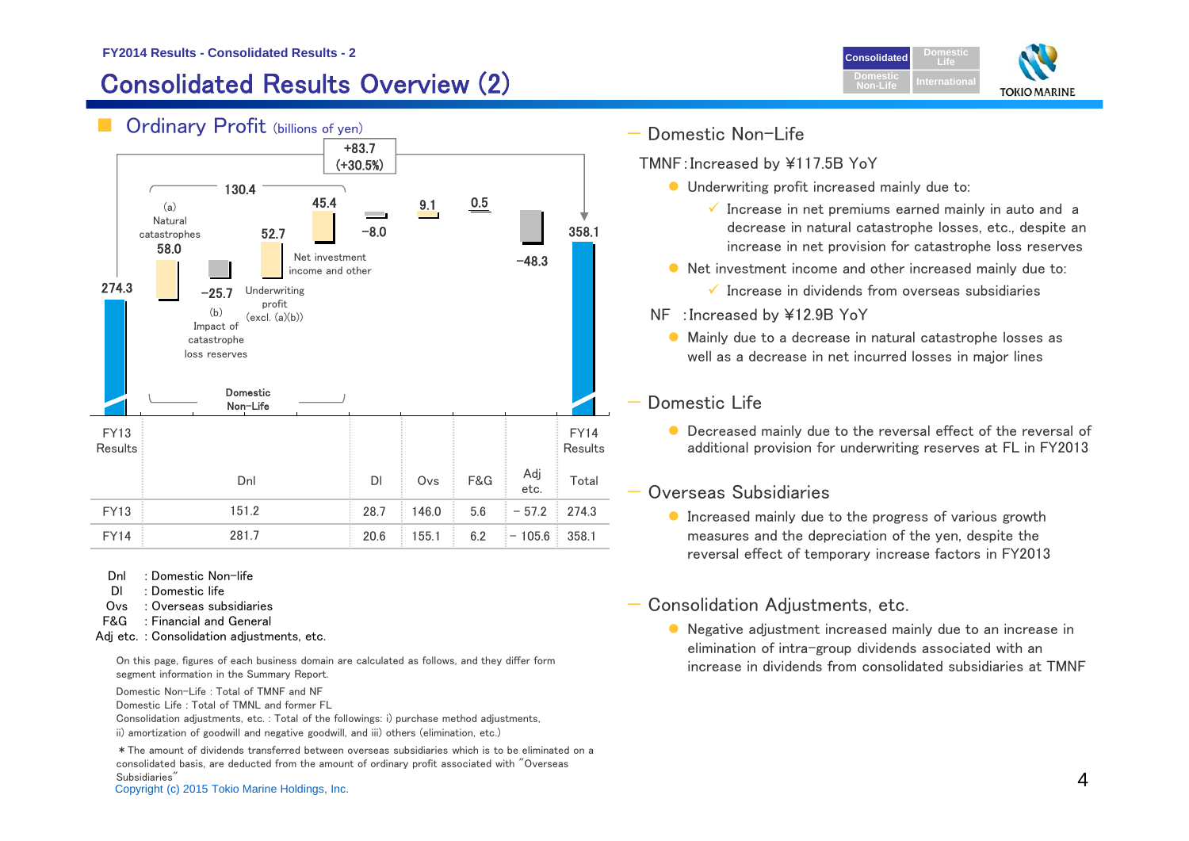# Consolidated Results Overview (2)

## Ordinary Profit (billions of yen)

+83.7 (+30.5%)

| | FY13 Results | (a) Natural catastrophes | (b) Impact of catastrophe loss reserves | Underwriting profit (excl. (a)(b)) | Net investment income and other | | | | | FY14 Results |
|---|---|---|---|---|---|---|---|---|---|---|
| | 274.3 | 58.0 | −25.7 | 52.7 | 45.4 | −8.0 | 9.1 | 0.5 | −48.3 | 358.1 |

Domestic Non-Life: 130.4

| | Dnl | Dl | Ovs | F&G | Adj etc. | Total |
|---|---|---|---|---|---|---|
| FY13 | 151.2 | 28.7 | 146.0 | 5.6 | − 57.2 | 274.3 |
| FY14 | 281.7 | 20.6 | 155.1 | 6.2 | − 105.6 | 358.1 |

Dnl : Domestic Non-life
Dl : Domestic life
Ovs : Overseas subsidiaries
F&G : Financial and General
Adj etc. : Consolidation adjustments, etc.

On this page, figures of each business domain are calculated as follows, and they differ form segment information in the Summary Report.

Domestic Non-Life : Total of TMNF and NF
Domestic Life : Total of TMNL and former FL
Consolidation adjustments, etc. : Total of the followings: i) purchase method adjustments, ii) amortization of goodwill and negative goodwill, and iii) others (elimination, etc.)

*The amount of dividends transferred between overseas subsidiaries which is to be eliminated on a consolidated basis, are deducted from the amount of ordinary profit associated with "Overseas Subsidiaries"

## Domestic Non-Life

TMNF : Increased by ¥117.5B YoY

- Underwriting profit increased mainly due to:
  - ✓ Increase in net premiums earned mainly in auto and a decrease in natural catastrophe losses, etc., despite an increase in net provision for catastrophe loss reserves
- Net investment income and other increased mainly due to:
  - ✓ Increase in dividends from overseas subsidiaries

NF : Increased by ¥12.9B YoY

- Mainly due to a decrease in natural catastrophe losses as well as a decrease in net incurred losses in major lines

## Domestic Life

- Decreased mainly due to the reversal effect of the reversal of additional provision for underwriting reserves at FL in FY2013

## Overseas Subsidiaries

- Increased mainly due to the progress of various growth measures and the depreciation of the yen, despite the reversal effect of temporary increase factors in FY2013

## Consolidation Adjustments, etc.

- Negative adjustment increased mainly due to an increase in elimination of intra-group dividends associated with an increase in dividends from consolidated subsidiaries at TMNF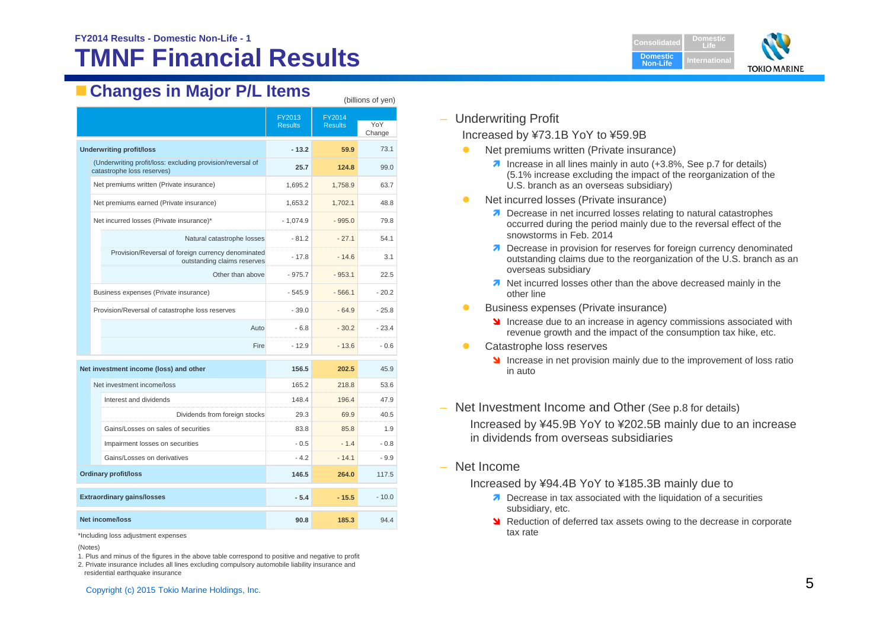FY2014 Results - Domestic Non-Life - 1

# TMNF Financial Results

## Changes in Major P/L Items

(billions of yen)

| | FY2013 Results | FY2014 Results | YoY Change |
|---|---|---|---|
| **Underwriting profit/loss** | **- 13.2** | **59.9** | 73.1 |
| (Underwriting profit/loss: excluding provision/reversal of catastrophe loss reserves) | **25.7** | **124.8** | 99.0 |
| Net premiums written (Private insurance) | 1,695.2 | 1,758.9 | 63.7 |
| Net premiums earned (Private insurance) | 1,653.2 | 1,702.1 | 48.8 |
| Net incurred losses (Private insurance)* | - 1,074.9 | - 995.0 | 79.8 |
| Natural catastrophe losses | - 81.2 | - 27.1 | 54.1 |
| Provision/Reversal of foreign currency denominated outstanding claims reserves | - 17.8 | - 14.6 | 3.1 |
| Other than above | - 975.7 | - 953.1 | 22.5 |
| Business expenses (Private insurance) | - 545.9 | - 566.1 | - 20.2 |
| Provision/Reversal of catastrophe loss reserves | - 39.0 | - 64.9 | - 25.8 |
| Auto | - 6.8 | - 30.2 | - 23.4 |
| Fire | - 12.9 | - 13.6 | - 0.6 |
| **Net investment income (loss) and other** | **156.5** | **202.5** | 45.9 |
| Net investment income/loss | 165.2 | 218.8 | 53.6 |
| Interest and dividends | 148.4 | 196.4 | 47.9 |
| Dividends from foreign stocks | 29.3 | 69.9 | 40.5 |
| Gains/Losses on sales of securities | 83.8 | 85.8 | 1.9 |
| Impairment losses on securities | - 0.5 | - 1.4 | - 0.8 |
| Gains/Losses on derivatives | - 4.2 | - 14.1 | - 9.9 |
| **Ordinary profit/loss** | **146.5** | **264.0** | 117.5 |
| **Extraordinary gains/losses** | **- 5.4** | **- 15.5** | - 10.0 |
| **Net income/loss** | **90.8** | **185.3** | 94.4 |

*Including loss adjustment expenses

(Notes)

1. Plus and minus of the figures in the above table correspond to positive and negative to profit
2. Private insurance includes all lines excluding compulsory automobile liability insurance and residential earthquake insurance

- Underwriting Profit

  Increased by ¥73.1B YoY to ¥59.9B

  - Net premiums written (Private insurance)
    - ↗ Increase in all lines mainly in auto (+3.8%, See p.7 for details) (5.1% increase excluding the impact of the reorganization of the U.S. branch as an overseas subsidiary)
  - Net incurred losses (Private insurance)
    - ↗ Decrease in net incurred losses relating to natural catastrophes occurred during the period mainly due to the reversal effect of the snowstorms in Feb. 2014
    - ↗ Decrease in provision for reserves for foreign currency denominated outstanding claims due to the reorganization of the U.S. branch as an overseas subsidiary
    - ↗ Net incurred losses other than the above decreased mainly in the other line
  - Business expenses (Private insurance)
    - ↘ Increase due to an increase in agency commissions associated with revenue growth and the impact of the consumption tax hike, etc.
  - Catastrophe loss reserves
    - ↘ Increase in net provision mainly due to the improvement of loss ratio in auto

- Net Investment Income and Other (See p.8 for details)

  Increased by ¥45.9B YoY to ¥202.5B mainly due to an increase in dividends from overseas subsidiaries

- Net Income

  Increased by ¥94.4B YoY to ¥185.3B mainly due to

  - ↗ Decrease in tax associated with the liquidation of a securities subsidiary, etc.
  - ↘ Reduction of deferred tax assets owing to the decrease in corporate tax rate

Copyright (c) 2015 Tokio Marine Holdings, Inc.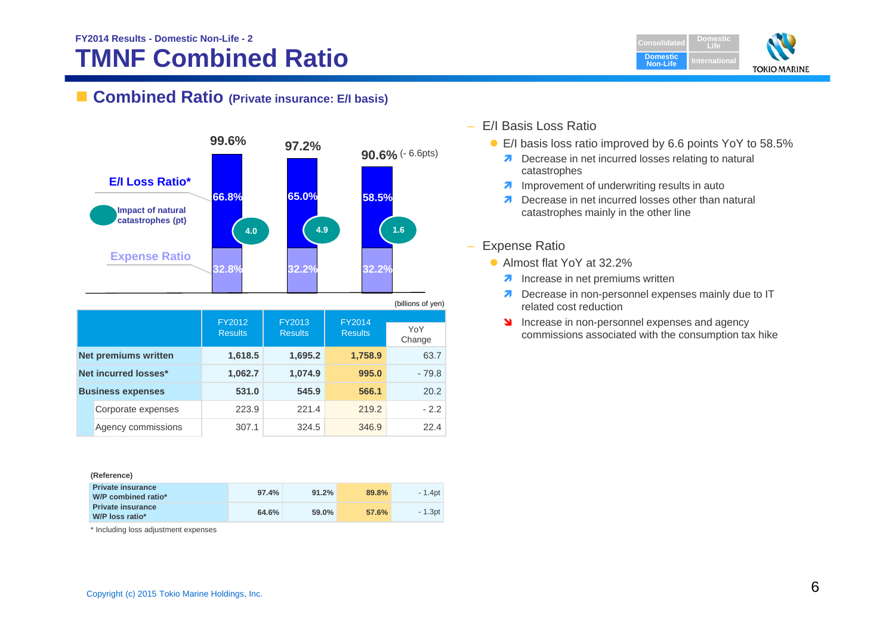FY2014 Results - Domestic Non-Life - 2

# TMNF Combined Ratio

## Combined Ratio (Private insurance: E/I basis)

| | FY2012 | FY2013 | FY2014 |
|---|---|---|---|
| Combined ratio | 99.6% | 97.2% | 90.6% (- 6.6pts) |
| E/I Loss Ratio* | 66.8% | 65.0% | 58.5% |
| Impact of natural catastrophes (pt) | 4.0 | 4.9 | 1.6 |
| Expense Ratio | 32.8% | 32.2% | 32.2% |

(billions of yen)

| | FY2012 Results | FY2013 Results | FY2014 Results | YoY Change |
|---|---|---|---|---|
| **Net premiums written** | **1,618.5** | **1,695.2** | **1,758.9** | 63.7 |
| **Net incurred losses*** | **1,062.7** | **1,074.9** | **995.0** | - 79.8 |
| **Business expenses** | **531.0** | **545.9** | **566.1** | 20.2 |
| Corporate expenses | 223.9 | 221.4 | 219.2 | - 2.2 |
| Agency commissions | 307.1 | 324.5 | 346.9 | 22.4 |

**(Reference)**

| | | | | |
|---|---|---|---|---|
| **Private insurance W/P combined ratio*** | 97.4% | 91.2% | 89.8% | - 1.4pt |
| **Private insurance W/P loss ratio*** | 64.6% | 59.0% | 57.6% | - 1.3pt |

\* Including loss adjustment expenses

– E/I Basis Loss Ratio
- E/I basis loss ratio improved by 6.6 points YoY to 58.5%
  - ↗ Decrease in net incurred losses relating to natural catastrophes
  - ↗ Improvement of underwriting results in auto
  - ↗ Decrease in net incurred losses other than natural catastrophes mainly in the other line

– Expense Ratio
- Almost flat YoY at 32.2%
  - ↗ Increase in net premiums written
  - ↗ Decrease in non-personnel expenses mainly due to IT related cost reduction
  - ↘ Increase in non-personnel expenses and agency commissions associated with the consumption tax hike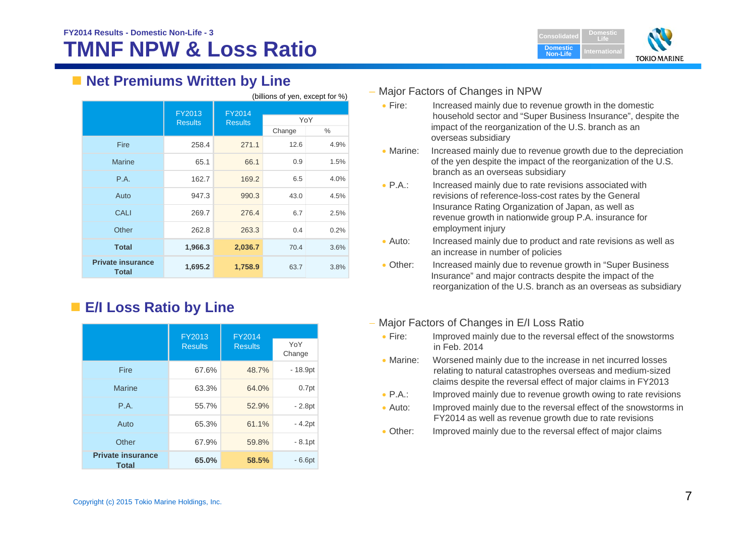FY2014 Results - Domestic Non-Life - 3

# TMNF NPW & Loss Ratio

## Net Premiums Written by Line

(billions of yen, except for %)

| | FY2013 Results | FY2014 Results | YoY | |
|---|---|---|---|---|
| | | | Change | % |
| Fire | 258.4 | 271.1 | 12.6 | 4.9% |
| Marine | 65.1 | 66.1 | 0.9 | 1.5% |
| P.A. | 162.7 | 169.2 | 6.5 | 4.0% |
| Auto | 947.3 | 990.3 | 43.0 | 4.5% |
| CALI | 269.7 | 276.4 | 6.7 | 2.5% |
| Other | 262.8 | 263.3 | 0.4 | 0.2% |
| **Total** | **1,966.3** | **2,036.7** | 70.4 | 3.6% |
| **Private insurance Total** | **1,695.2** | **1,758.9** | 63.7 | 3.8% |

– Major Factors of Changes in NPW

- Fire: Increased mainly due to revenue growth in the domestic household sector and "Super Business Insurance", despite the impact of the reorganization of the U.S. branch as an overseas subsidiary
- Marine: Increased mainly due to revenue growth due to the depreciation of the yen despite the impact of the reorganization of the U.S. branch as an overseas subsidiary
- P.A.: Increased mainly due to rate revisions associated with revisions of reference-loss-cost rates by the General Insurance Rating Organization of Japan, as well as revenue growth in nationwide group P.A. insurance for employment injury
- Auto: Increased mainly due to product and rate revisions as well as an increase in number of policies
- Other: Increased mainly due to revenue growth in "Super Business Insurance" and major contracts despite the impact of the reorganization of the U.S. branch as an overseas as subsidiary

## E/I Loss Ratio by Line

| | FY2013 Results | FY2014 Results | YoY Change |
|---|---|---|---|
| Fire | 67.6% | 48.7% | - 18.9pt |
| Marine | 63.3% | 64.0% | 0.7pt |
| P.A. | 55.7% | 52.9% | - 2.8pt |
| Auto | 65.3% | 61.1% | - 4.2pt |
| Other | 67.9% | 59.8% | - 8.1pt |
| **Private insurance Total** | **65.0%** | **58.5%** | - 6.6pt |

– Major Factors of Changes in E/I Loss Ratio

- Fire: Improved mainly due to the reversal effect of the snowstorms in Feb. 2014
- Marine: Worsened mainly due to the increase in net incurred losses relating to natural catastrophes overseas and medium-sized claims despite the reversal effect of major claims in FY2013
- P.A.: Improved mainly due to revenue growth owing to rate revisions
- Auto: Improved mainly due to the reversal effect of the snowstorms in FY2014 as well as revenue growth due to rate revisions
- Other: Improved mainly due to the reversal effect of major claims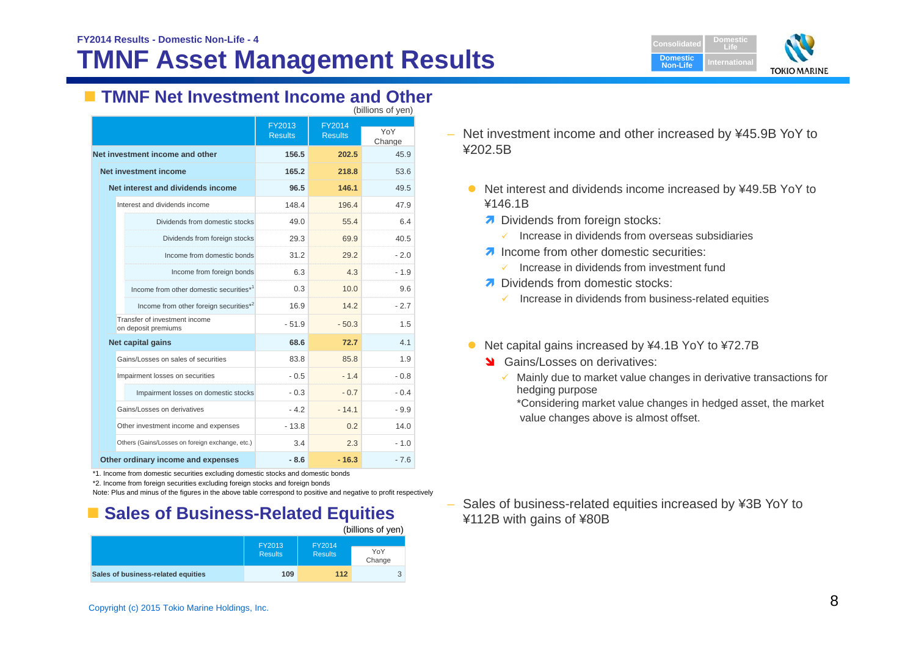FY2014 Results - Domestic Non-Life - 4

# TMNF Asset Management Results

## TMNF Net Investment Income and Other

(billions of yen)

| | FY2013 Results | FY2014 Results | YoY Change |
|---|---|---|---|
| **Net investment income and other** | **156.5** | **202.5** | 45.9 |
| **Net investment income** | **165.2** | **218.8** | 53.6 |
| **Net interest and dividends income** | **96.5** | **146.1** | 49.5 |
| Interest and dividends income | 148.4 | 196.4 | 47.9 |
| Dividends from domestic stocks | 49.0 | 55.4 | 6.4 |
| Dividends from foreign stocks | 29.3 | 69.9 | 40.5 |
| Income from domestic bonds | 31.2 | 29.2 | - 2.0 |
| Income from foreign bonds | 6.3 | 4.3 | - 1.9 |
| Income from other domestic securities*1 | 0.3 | 10.0 | 9.6 |
| Income from other foreign securities*2 | 16.9 | 14.2 | - 2.7 |
| Transfer of investment income on deposit premiums | - 51.9 | - 50.3 | 1.5 |
| **Net capital gains** | **68.6** | **72.7** | 4.1 |
| Gains/Losses on sales of securities | 83.8 | 85.8 | 1.9 |
| Impairment losses on securities | - 0.5 | - 1.4 | - 0.8 |
| Impairment losses on domestic stocks | - 0.3 | - 0.7 | - 0.4 |
| Gains/Losses on derivatives | - 4.2 | - 14.1 | - 9.9 |
| Other investment income and expenses | - 13.8 | 0.2 | 14.0 |
| Others (Gains/Losses on foreign exchange, etc.) | 3.4 | 2.3 | - 1.0 |
| **Other ordinary income and expenses** | **- 8.6** | **- 16.3** | - 7.6 |

*1. Income from domestic securities excluding domestic stocks and domestic bonds

*2. Income from foreign securities excluding foreign stocks and foreign bonds

Note: Plus and minus of the figures in the above table correspond to positive and negative to profit respectively

- Net investment income and other increased by ¥45.9B YoY to ¥202.5B
  - Net interest and dividends income increased by ¥49.5B YoY to ¥146.1B
    - ↗ Dividends from foreign stocks:
      - ✓ Increase in dividends from overseas subsidiaries
    - ↗ Income from other domestic securities:
      - ✓ Increase in dividends from investment fund
    - ↗ Dividends from domestic stocks:
      - ✓ Increase in dividends from business-related equities
  - Net capital gains increased by ¥4.1B YoY to ¥72.7B
    - ↘ Gains/Losses on derivatives:
      - ✓ Mainly due to market value changes in derivative transactions for hedging purpose
        *Considering market value changes in hedged asset, the market value changes above is almost offset.

## Sales of Business-Related Equities

(billions of yen)

| | FY2013 Results | FY2014 Results | YoY Change |
|---|---|---|---|
| **Sales of business-related equities** | **109** | **112** | 3 |

- Sales of business-related equities increased by ¥3B YoY to ¥112B with gains of ¥80B

Copyright (c) 2015 Tokio Marine Holdings, Inc.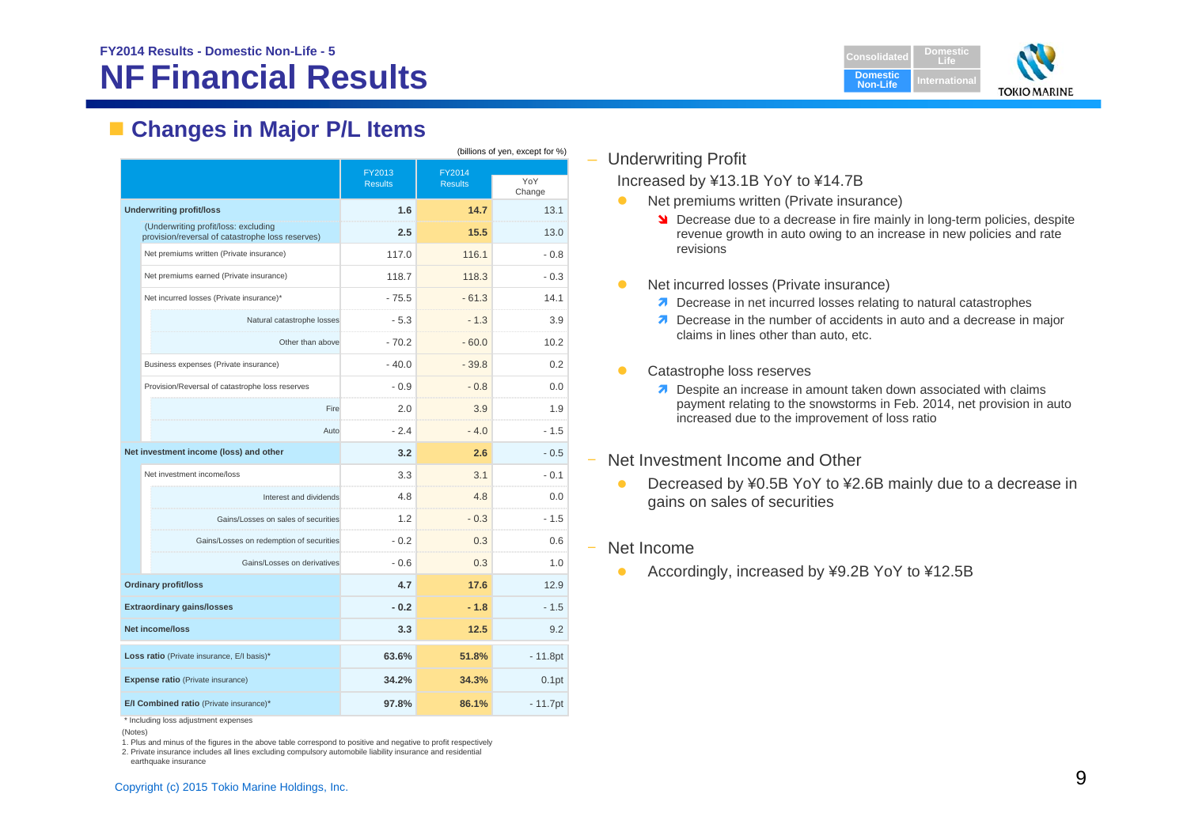FY2014 Results - Domestic Non-Life - 5

# NF Financial Results

## Changes in Major P/L Items

(billions of yen, except for %)

| | FY2013 Results | FY2014 Results | YoY Change |
|---|---|---|---|
| **Underwriting profit/loss** | **1.6** | **14.7** | 13.1 |
| (Underwriting profit/loss: excluding provision/reversal of catastrophe loss reserves) | **2.5** | **15.5** | 13.0 |
| Net premiums written (Private insurance) | 117.0 | 116.1 | - 0.8 |
| Net premiums earned (Private insurance) | 118.7 | 118.3 | - 0.3 |
| Net incurred losses (Private insurance)* | - 75.5 | - 61.3 | 14.1 |
| Natural catastrophe losses | - 5.3 | - 1.3 | 3.9 |
| Other than above | - 70.2 | - 60.0 | 10.2 |
| Business expenses (Private insurance) | - 40.0 | - 39.8 | 0.2 |
| Provision/Reversal of catastrophe loss reserves | - 0.9 | - 0.8 | 0.0 |
| Fire | 2.0 | 3.9 | 1.9 |
| Auto | - 2.4 | - 4.0 | - 1.5 |
| **Net investment income (loss) and other** | **3.2** | **2.6** | - 0.5 |
| Net investment income/loss | 3.3 | 3.1 | - 0.1 |
| Interest and dividends | 4.8 | 4.8 | 0.0 |
| Gains/Losses on sales of securities | 1.2 | - 0.3 | - 1.5 |
| Gains/Losses on redemption of securities | - 0.2 | 0.3 | 0.6 |
| Gains/Losses on derivatives | - 0.6 | 0.3 | 1.0 |
| **Ordinary profit/loss** | **4.7** | **17.6** | 12.9 |
| **Extraordinary gains/losses** | **- 0.2** | **- 1.8** | - 1.5 |
| **Net income/loss** | **3.3** | **12.5** | 9.2 |
| **Loss ratio** (Private insurance, E/I basis)* | **63.6%** | **51.8%** | - 11.8pt |
| **Expense ratio** (Private insurance) | **34.2%** | **34.3%** | 0.1pt |
| **E/I Combined ratio** (Private insurance)* | **97.8%** | **86.1%** | - 11.7pt |

\* Including loss adjustment expenses

(Notes)

1. Plus and minus of the figures in the above table correspond to positive and negative to profit respectively
2. Private insurance includes all lines excluding compulsory automobile liability insurance and residential earthquake insurance

- Underwriting Profit

  Increased by ¥13.1B YoY to ¥14.7B

  - Net premiums written (Private insurance)
    - ↘ Decrease due to a decrease in fire mainly in long-term policies, despite revenue growth in auto owing to an increase in new policies and rate revisions
  - Net incurred losses (Private insurance)
    - ↗ Decrease in net incurred losses relating to natural catastrophes
    - ↗ Decrease in the number of accidents in auto and a decrease in major claims in lines other than auto, etc.
  - Catastrophe loss reserves
    - ↗ Despite an increase in amount taken down associated with claims payment relating to the snowstorms in Feb. 2014, net provision in auto increased due to the improvement of loss ratio

- Net Investment Income and Other
  - Decreased by ¥0.5B YoY to ¥2.6B mainly due to a decrease in gains on sales of securities

- Net Income
  - Accordingly, increased by ¥9.2B YoY to ¥12.5B

Copyright (c) 2015 Tokio Marine Holdings, Inc.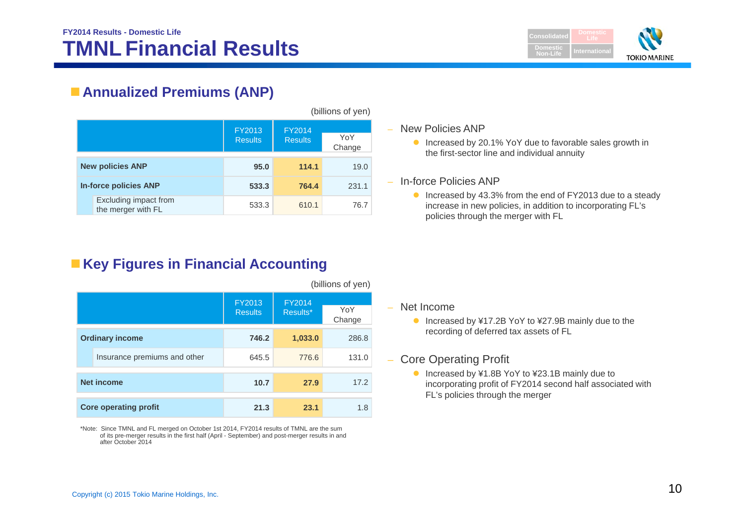FY2014 Results - Domestic Life

# TMNL Financial Results

## Annualized Premiums (ANP)

(billions of yen)

| | FY2013 Results | FY2014 Results | YoY Change |
|---|---|---|---|
| **New policies ANP** | **95.0** | **114.1** | 19.0 |
| **In-force policies ANP** | **533.3** | **764.4** | 231.1 |
| Excluding impact from the merger with FL | 533.3 | 610.1 | 76.7 |

- New Policies ANP
  - Increased by 20.1% YoY due to favorable sales growth in the first-sector line and individual annuity
- In-force Policies ANP
  - Increased by 43.3% from the end of FY2013 due to a steady increase in new policies, in addition to incorporating FL's policies through the merger with FL

## Key Figures in Financial Accounting

(billions of yen)

| | FY2013 Results | FY2014 Results* | YoY Change |
|---|---|---|---|
| **Ordinary income** | **746.2** | **1,033.0** | 286.8 |
| Insurance premiums and other | 645.5 | 776.6 | 131.0 |
| **Net income** | **10.7** | **27.9** | 17.2 |
| **Core operating profit** | **21.3** | **23.1** | 1.8 |

*Note: Since TMNL and FL merged on October 1st 2014, FY2014 results of TMNL are the sum of its pre-merger results in the first half (April - September) and post-merger results in and after October 2014

- Net Income
  - Increased by ¥17.2B YoY to ¥27.9B mainly due to the recording of deferred tax assets of FL
- Core Operating Profit
  - Increased by ¥1.8B YoY to ¥23.1B mainly due to incorporating profit of FY2014 second half associated with FL's policies through the merger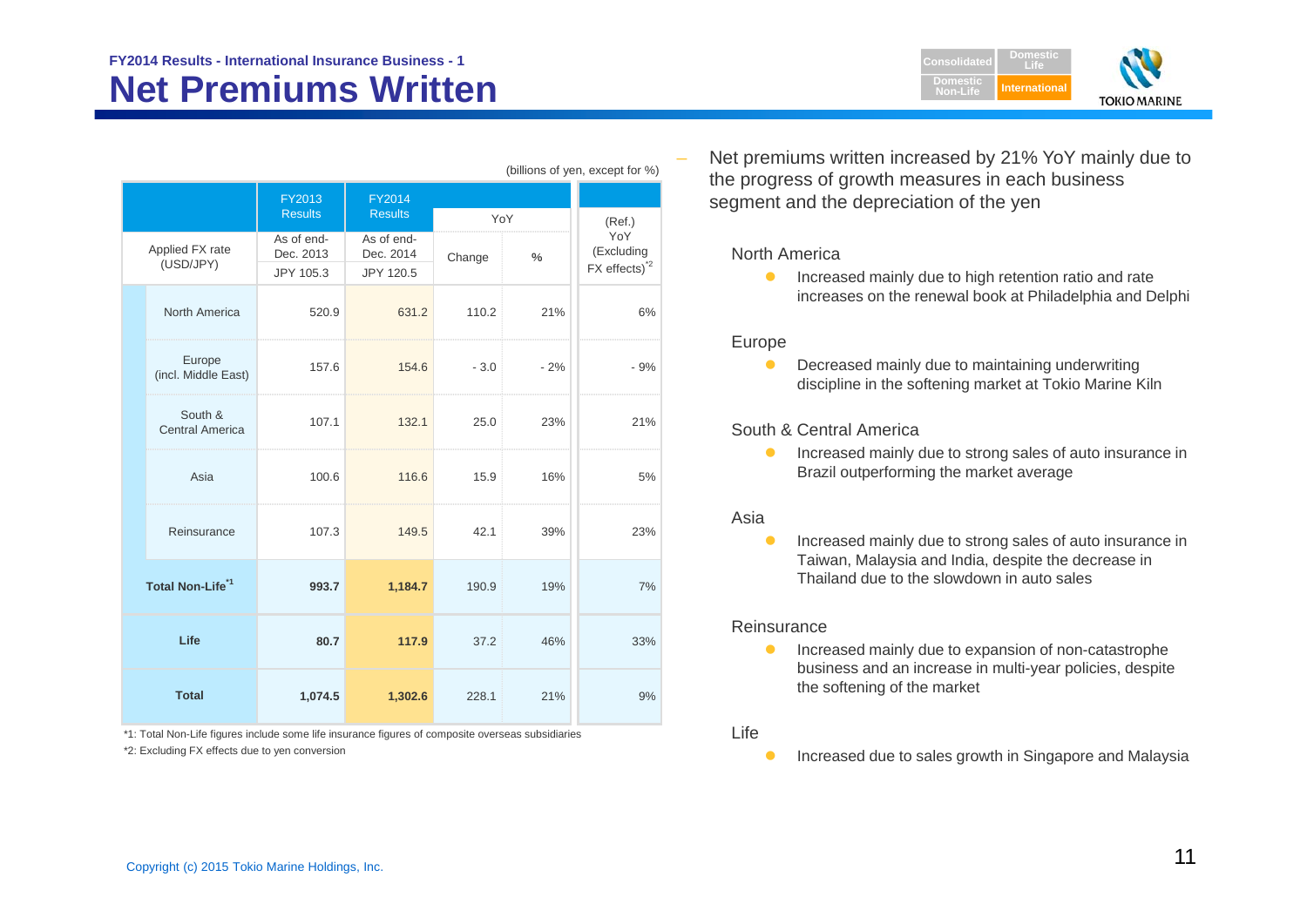FY2014 Results - International Insurance Business - 1

# Net Premiums Written

(billions of yen, except for %)

| | FY2013 Results | FY2014 Results | YoY | | (Ref.) YoY (Excluding FX effects)[*2] |
|---|---|---|---|---|---|
| Applied FX rate (USD/JPY) | As of end-Dec. 2013 JPY 105.3 | As of end-Dec. 2014 JPY 120.5 | Change | % | |
| North America | 520.9 | 631.2 | 110.2 | 21% | 6% |
| Europe (incl. Middle East) | 157.6 | 154.6 | - 3.0 | - 2% | - 9% |
| South & Central America | 107.1 | 132.1 | 25.0 | 23% | 21% |
| Asia | 100.6 | 116.6 | 15.9 | 16% | 5% |
| Reinsurance | 107.3 | 149.5 | 42.1 | 39% | 23% |
| **Total Non-Life[*1]** | **993.7** | **1,184.7** | 190.9 | 19% | 7% |
| **Life** | **80.7** | **117.9** | 37.2 | 46% | 33% |
| **Total** | **1,074.5** | **1,302.6** | 228.1 | 21% | 9% |

*1: Total Non-Life figures include some life insurance figures of composite overseas subsidiaries

*2: Excluding FX effects due to yen conversion

- Net premiums written increased by 21% YoY mainly due to the progress of growth measures in each business segment and the depreciation of the yen

North America

- Increased mainly due to high retention ratio and rate increases on the renewal book at Philadelphia and Delphi

Europe

- Decreased mainly due to maintaining underwriting discipline in the softening market at Tokio Marine Kiln

South & Central America

- Increased mainly due to strong sales of auto insurance in Brazil outperforming the market average

Asia

- Increased mainly due to strong sales of auto insurance in Taiwan, Malaysia and India, despite the decrease in Thailand due to the slowdown in auto sales

Reinsurance

- Increased mainly due to expansion of non-catastrophe business and an increase in multi-year policies, despite the softening of the market

Life

- Increased due to sales growth in Singapore and Malaysia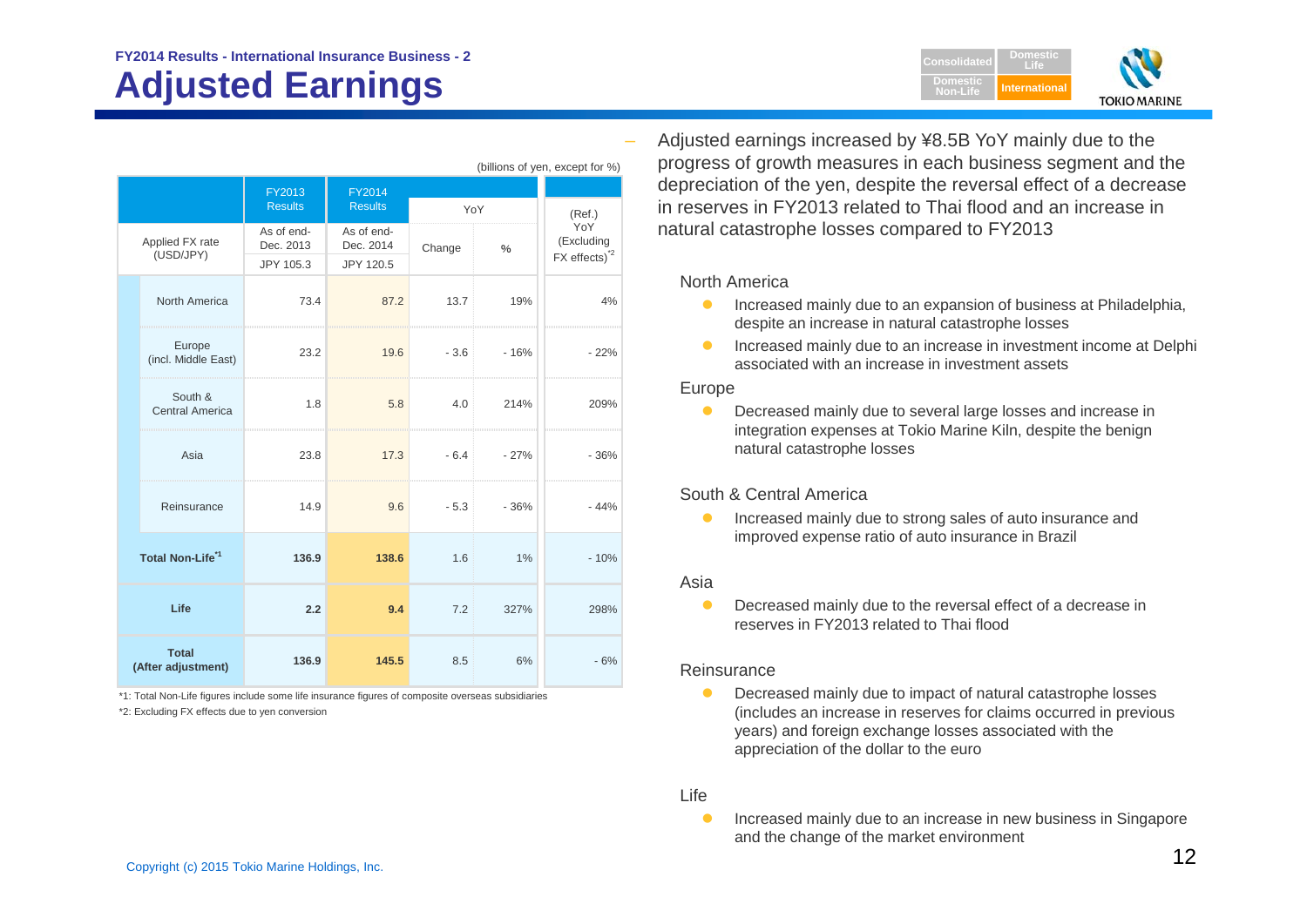FY2014 Results - International Insurance Business - 2

# Adjusted Earnings

(billions of yen, except for %)

| | FY2013 Results | FY2014 Results | YoY | | (Ref.) YoY (Excluding FX effects)[*2] |
|---|---|---|---|---|---|
| Applied FX rate (USD/JPY) | As of end-Dec. 2013 JPY 105.3 | As of end-Dec. 2014 JPY 120.5 | Change | % | |
| North America | 73.4 | 87.2 | 13.7 | 19% | 4% |
| Europe (incl. Middle East) | 23.2 | 19.6 | - 3.6 | - 16% | - 22% |
| South & Central America | 1.8 | 5.8 | 4.0 | 214% | 209% |
| Asia | 23.8 | 17.3 | - 6.4 | - 27% | - 36% |
| Reinsurance | 14.9 | 9.6 | - 5.3 | - 36% | - 44% |
| **Total Non-Life**[*1] | **136.9** | **138.6** | 1.6 | 1% | - 10% |
| **Life** | **2.2** | **9.4** | 7.2 | 327% | 298% |
| **Total (After adjustment)** | **136.9** | **145.5** | 8.5 | 6% | - 6% |

*1: Total Non-Life figures include some life insurance figures of composite overseas subsidiaries

*2: Excluding FX effects due to yen conversion

- Adjusted earnings increased by ¥8.5B YoY mainly due to the progress of growth measures in each business segment and the depreciation of the yen, despite the reversal effect of a decrease in reserves in FY2013 related to Thai flood and an increase in natural catastrophe losses compared to FY2013

North America

- Increased mainly due to an expansion of business at Philadelphia, despite an increase in natural catastrophe losses
- Increased mainly due to an increase in investment income at Delphi associated with an increase in investment assets

Europe

- Decreased mainly due to several large losses and increase in integration expenses at Tokio Marine Kiln, despite the benign natural catastrophe losses

South & Central America

- Increased mainly due to strong sales of auto insurance and improved expense ratio of auto insurance in Brazil

Asia

- Decreased mainly due to the reversal effect of a decrease in reserves in FY2013 related to Thai flood

Reinsurance

- Decreased mainly due to impact of natural catastrophe losses (includes an increase in reserves for claims occurred in previous years) and foreign exchange losses associated with the appreciation of the dollar to the euro

Life

- Increased mainly due to an increase in new business in Singapore and the change of the market environment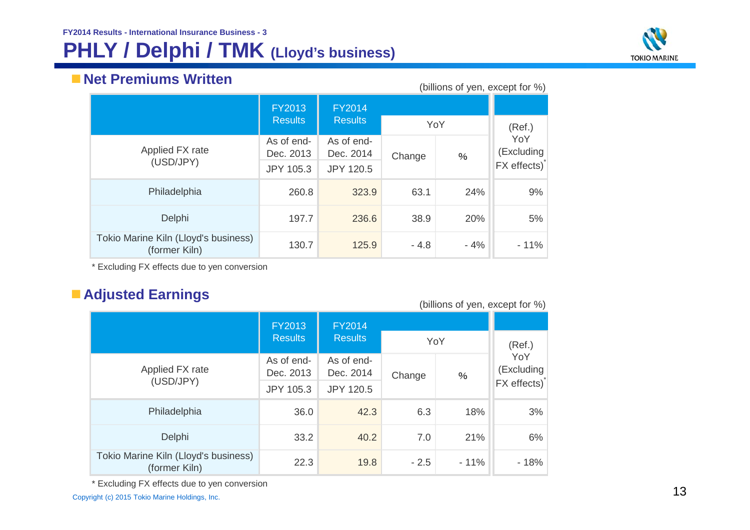FY2014 Results - International Insurance Business - 3

# PHLY / Delphi / TMK (Lloyd's business)

## Net Premiums Written

(billions of yen, except for %)

| | FY2013 Results | FY2014 Results | YoY | | (Ref.) YoY (Excluding FX effects)* |
|---|---|---|---|---|---|
| Applied FX rate (USD/JPY) | As of end-Dec. 2013 JPY 105.3 | As of end-Dec. 2014 JPY 120.5 | Change | % | |
| Philadelphia | 260.8 | 323.9 | 63.1 | 24% | 9% |
| Delphi | 197.7 | 236.6 | 38.9 | 20% | 5% |
| Tokio Marine Kiln (Lloyd's business) (former Kiln) | 130.7 | 125.9 | - 4.8 | - 4% | - 11% |

* Excluding FX effects due to yen conversion

## Adjusted Earnings

(billions of yen, except for %)

| | FY2013 Results | FY2014 Results | YoY | | (Ref.) YoY (Excluding FX effects)* |
|---|---|---|---|---|---|
| Applied FX rate (USD/JPY) | As of end-Dec. 2013 JPY 105.3 | As of end-Dec. 2014 JPY 120.5 | Change | % | |
| Philadelphia | 36.0 | 42.3 | 6.3 | 18% | 3% |
| Delphi | 33.2 | 40.2 | 7.0 | 21% | 6% |
| Tokio Marine Kiln (Lloyd's business) (former Kiln) | 22.3 | 19.8 | - 2.5 | - 11% | - 18% |

* Excluding FX effects due to yen conversion

Copyright (c) 2015 Tokio Marine Holdings, Inc.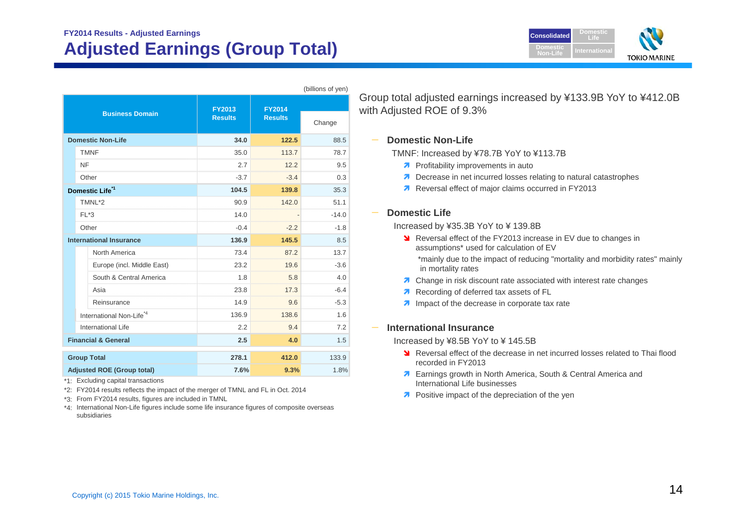FY2014 Results - Adjusted Earnings

# Adjusted Earnings (Group Total)

(billions of yen)

| Business Domain | | FY2013 Results | FY2014 Results | Change |
|---|---|---|---|---|
| **Domestic Non-Life** | | **34.0** | **122.5** | 88.5 |
| TMNF | | 35.0 | 113.7 | 78.7 |
| NF | | 2.7 | 12.2 | 9.5 |
| Other | | -3.7 | -3.4 | 0.3 |
| **Domestic Life*1** | | **104.5** | **139.8** | 35.3 |
| TMNL*2 | | 90.9 | 142.0 | 51.1 |
| FL*3 | | 14.0 | - | -14.0 |
| Other | | -0.4 | -2.2 | -1.8 |
| **International Insurance** | | **136.9** | **145.5** | 8.5 |
| | North America | 73.4 | 87.2 | 13.7 |
| | Europe (incl. Middle East) | 23.2 | 19.6 | -3.6 |
| | South & Central America | 1.8 | 5.8 | 4.0 |
| | Asia | 23.8 | 17.3 | -6.4 |
| | Reinsurance | 14.9 | 9.6 | -5.3 |
| International Non-Life*4 | | 136.9 | 138.6 | 1.6 |
| International Life | | 2.2 | 9.4 | 7.2 |
| **Financial & General** | | **2.5** | **4.0** | 1.5 |
| **Group Total** | | **278.1** | **412.0** | 133.9 |
| **Adjusted ROE (Group total)** | | **7.6%** | **9.3%** | 1.8% |

*1: Excluding capital transactions

*2: FY2014 results reflects the impact of the merger of TMNL and FL in Oct. 2014

*3: From FY2014 results, figures are included in TMNL

*4: International Non-Life figures include some life insurance figures of composite overseas subsidiaries

Group total adjusted earnings increased by ¥133.9B YoY to ¥412.0B with Adjusted ROE of 9.3%

### Domestic Non-Life

TMNF: Increased by ¥78.7B YoY to ¥113.7B

- ↗ Profitability improvements in auto
- ↗ Decrease in net incurred losses relating to natural catastrophes
- ↗ Reversal effect of major claims occurred in FY2013

### Domestic Life

Increased by ¥35.3B YoY to ¥ 139.8B

- ↘ Reversal effect of the FY2013 increase in EV due to changes in assumptions* used for calculation of EV
  
  *mainly due to the impact of reducing "mortality and morbidity rates" mainly in mortality rates
- ↗ Change in risk discount rate associated with interest rate changes
- ↗ Recording of deferred tax assets of FL
- ↗ Impact of the decrease in corporate tax rate

### International Insurance

Increased by ¥8.5B YoY to ¥ 145.5B

- ↘ Reversal effect of the decrease in net incurred losses related to Thai flood recorded in FY2013
- ↗ Earnings growth in North America, South & Central America and International Life businesses
- ↗ Positive impact of the depreciation of the yen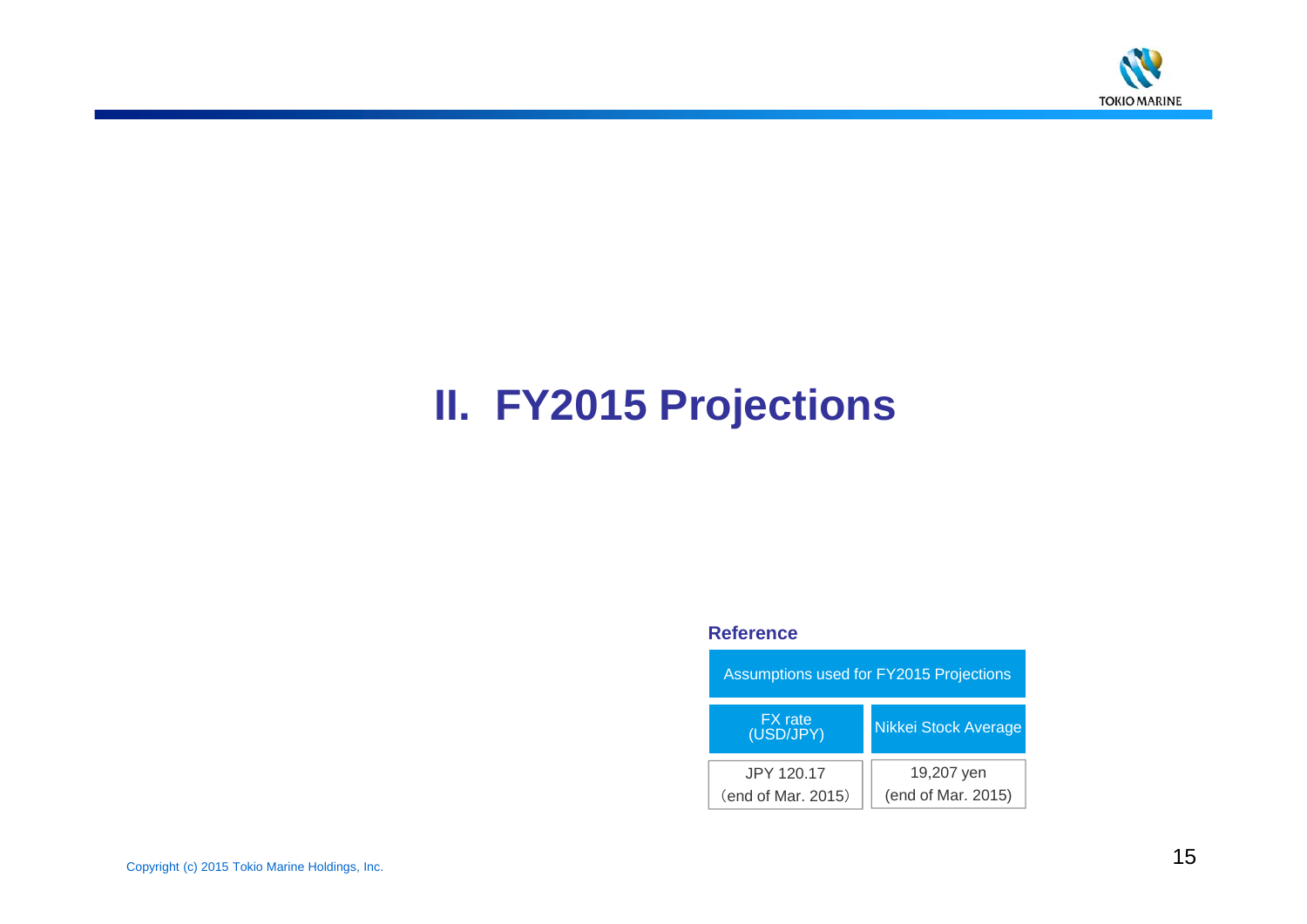# II. FY2015 Projections

**Reference**

| Assumptions used for FY2015 Projections | |
|---|---|
| FX rate (USD/JPY) | Nikkei Stock Average |
| JPY 120.17 (end of Mar. 2015) | 19,207 yen (end of Mar. 2015) |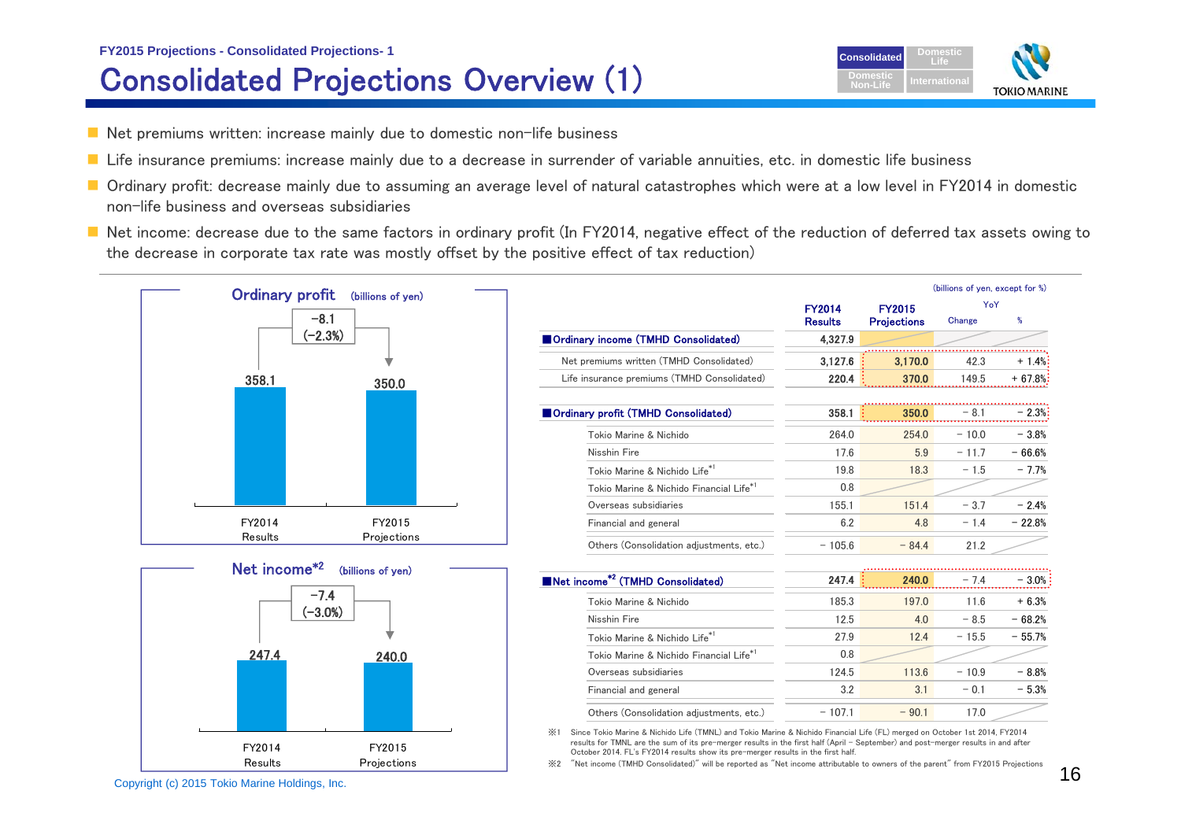FY2015 Projections - Consolidated Projections- 1

# Consolidated Projections Overview (1)

- Net premiums written: increase mainly due to domestic non-life business
- Life insurance premiums: increase mainly due to a decrease in surrender of variable annuities, etc. in domestic life business
- Ordinary profit: decrease mainly due to assuming an average level of natural catastrophes which were at a low level in FY2014 in domestic non-life business and overseas subsidiaries
- Net income: decrease due to the same factors in ordinary profit (In FY2014, negative effect of the reduction of deferred tax assets owing to the decrease in corporate tax rate was mostly offset by the positive effect of tax reduction)

**Ordinary profit** (billions of yen)

| | FY2014 Results | FY2015 Projections |
|---|---|---|
| Ordinary profit | 358.1 | 350.0 |

Change: −8.1 (−2.3%)

**Net income[*2]** (billions of yen)

| | FY2014 Results | FY2015 Projections |
|---|---|---|
| Net income | 247.4 | 240.0 |

Change: −7.4 (−3.0%)

(billions of yen, except for %)

| | FY2014 Results | FY2015 Projections | YoY Change | YoY % |
|---|---|---|---|---|
| ■Ordinary income (TMHD Consolidated) | 4,327.9 | | | |
| Net premiums written (TMHD Consolidated) | 3,127.6 | 3,170.0 | 42.3 | + 1.4% |
| Life insurance premiums (TMHD Consolidated) | 220.4 | 370.0 | 149.5 | + 67.8% |
| ■Ordinary profit (TMHD Consolidated) | 358.1 | 350.0 | − 8.1 | − 2.3% |
| Tokio Marine & Nichido | 264.0 | 254.0 | − 10.0 | − 3.8% |
| Nisshin Fire | 17.6 | 5.9 | − 11.7 | − 66.6% |
| Tokio Marine & Nichido Life[*1] | 19.8 | 18.3 | − 1.5 | − 7.7% |
| Tokio Marine & Nichido Financial Life[*1] | 0.8 | | | |
| Overseas subsidiaries | 155.1 | 151.4 | − 3.7 | − 2.4% |
| Financial and general | 6.2 | 4.8 | − 1.4 | − 22.8% |
| Others (Consolidation adjustments, etc.) | − 105.6 | − 84.4 | 21.2 | |
| ■Net income[*2] (TMHD Consolidated) | 247.4 | 240.0 | − 7.4 | − 3.0% |
| Tokio Marine & Nichido | 185.3 | 197.0 | 11.6 | + 6.3% |
| Nisshin Fire | 12.5 | 4.0 | − 8.5 | − 68.2% |
| Tokio Marine & Nichido Life[*1] | 27.9 | 12.4 | − 15.5 | − 55.7% |
| Tokio Marine & Nichido Financial Life[*1] | 0.8 | | | |
| Overseas subsidiaries | 124.5 | 113.6 | − 10.9 | − 8.8% |
| Financial and general | 3.2 | 3.1 | − 0.1 | − 5.3% |
| Others (Consolidation adjustments, etc.) | − 107.1 | − 90.1 | 17.0 | |

※1 Since Tokio Marine & Nichido Life (TMNL) and Tokio Marine & Nichido Financial Life (FL) merged on October 1st 2014, FY2014 results for TMNL are the sum of its pre-merger results in the first half (April – September) and post-merger results in and after October 2014. FL's FY2014 results show its pre-merger results in the first half.

※2 "Net income (TMHD Consolidated)" will be reported as "Net income attributable to owners of the parent" from FY2015 Projections

Copyright (c) 2015 Tokio Marine Holdings, Inc.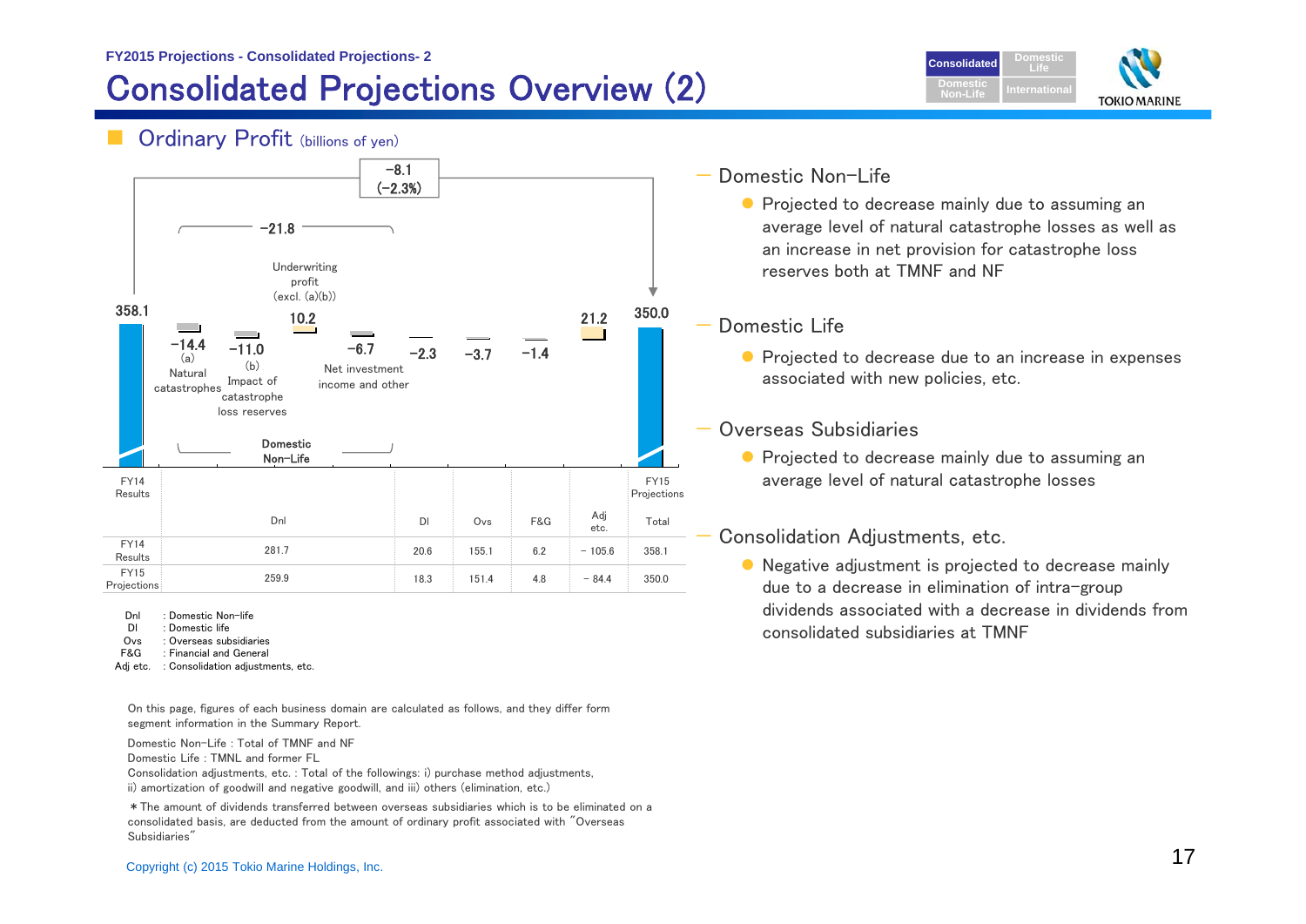FY2015 Projections - Consolidated Projections- 2

# Consolidated Projections Overview (2)

## Ordinary Profit (billions of yen)

358.1 → 350.0 : −8.1 (−2.3%)

Domestic Non-Life: −21.8
- −14.4 (a) Natural catastrophes
- −11.0 (b) Impact of catastrophe loss reserves
- 10.2 Underwriting profit (excl. (a)(b))
- −6.7 Net investment income and other

−2.3 (Dl), −3.7 (Ovs), −1.4 (F&G), 21.2 (Adj etc.)

| | Dnl | Dl | Ovs | F&G | Adj etc. | Total |
|---|---|---|---|---|---|---|
| FY14 Results | 281.7 | 20.6 | 155.1 | 6.2 | − 105.6 | 358.1 |
| FY15 Projections | 259.9 | 18.3 | 151.4 | 4.8 | − 84.4 | 350.0 |

Dnl : Domestic Non-life
Dl : Domestic life
Ovs : Overseas subsidiaries
F&G : Financial and General
Adj etc. : Consolidation adjustments, etc.

On this page, figures of each business domain are calculated as follows, and they differ form segment information in the Summary Report.

Domestic Non-Life : Total of TMNF and NF
Domestic Life : TMNL and former FL
Consolidation adjustments, etc. : Total of the followings: i) purchase method adjustments, ii) amortization of goodwill and negative goodwill, and iii) others (elimination, etc.)

＊The amount of dividends transferred between overseas subsidiaries which is to be eliminated on a consolidated basis, are deducted from the amount of ordinary profit associated with "Overseas Subsidiaries"

### Domestic Non-Life
- Projected to decrease mainly due to assuming an average level of natural catastrophe losses as well as an increase in net provision for catastrophe loss reserves both at TMNF and NF

### Domestic Life
- Projected to decrease due to an increase in expenses associated with new policies, etc.

### Overseas Subsidiaries
- Projected to decrease mainly due to assuming an average level of natural catastrophe losses

### Consolidation Adjustments, etc.
- Negative adjustment is projected to decrease mainly due to a decrease in elimination of intra-group dividends associated with a decrease in dividends from consolidated subsidiaries at TMNF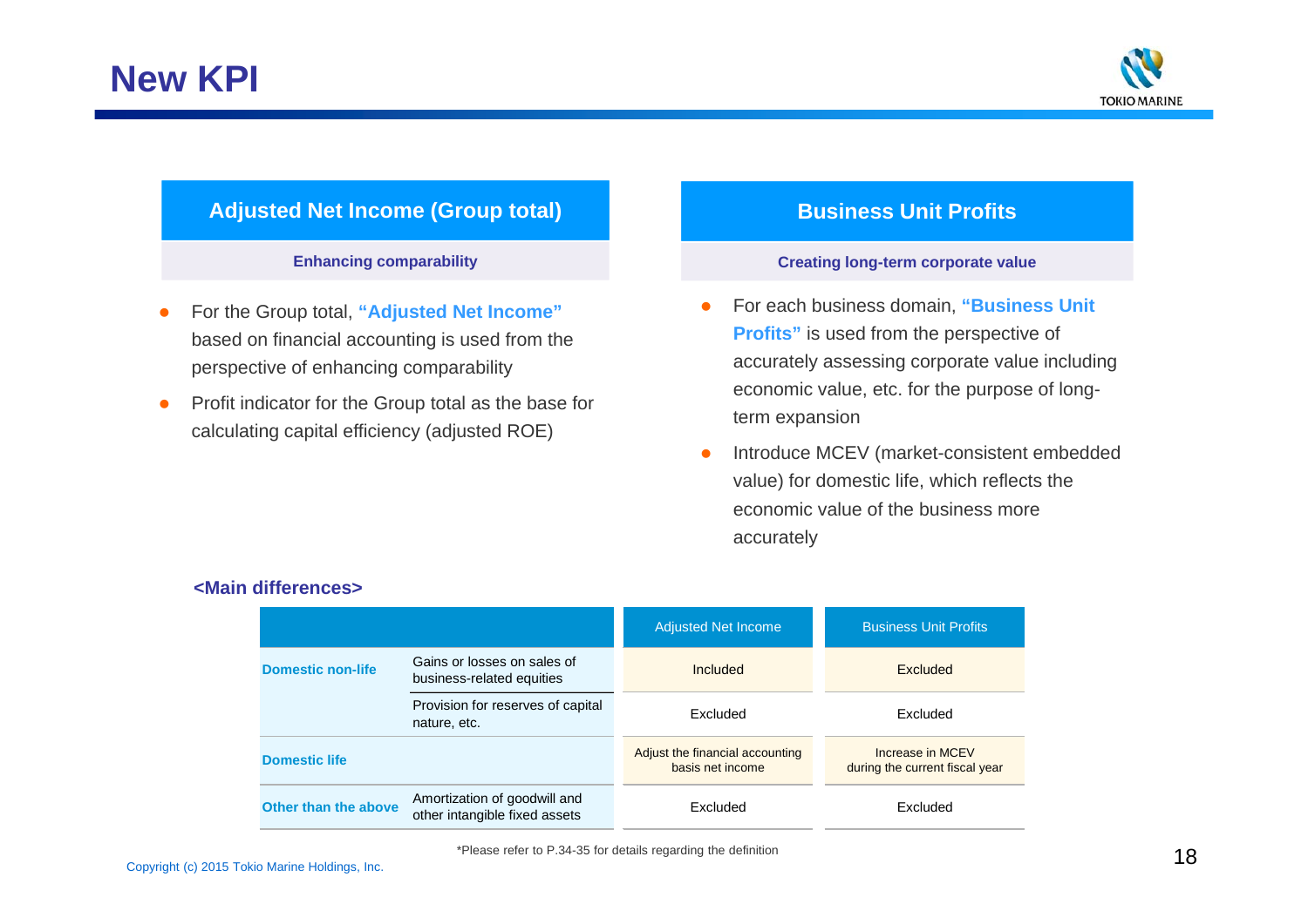# New KPI

## Adjusted Net Income (Group total)

**Enhancing comparability**

- For the Group total, **"Adjusted Net Income"** based on financial accounting is used from the perspective of enhancing comparability
- Profit indicator for the Group total as the base for calculating capital efficiency (adjusted ROE)

## Business Unit Profits

**Creating long-term corporate value**

- For each business domain, **"Business Unit Profits"** is used from the perspective of accurately assessing corporate value including economic value, etc. for the purpose of long-term expansion
- Introduce MCEV (market-consistent embedded value) for domestic life, which reflects the economic value of the business more accurately

**<Main differences>**

| | | Adjusted Net Income | Business Unit Profits |
|---|---|---|---|
| **Domestic non-life** | Gains or losses on sales of business-related equities | Included | Excluded |
| | Provision for reserves of capital nature, etc. | Excluded | Excluded |
| **Domestic life** | | Adjust the financial accounting basis net income | Increase in MCEV during the current fiscal year |
| **Other than the above** | Amortization of goodwill and other intangible fixed assets | Excluded | Excluded |

*Please refer to P.34-35 for details regarding the definition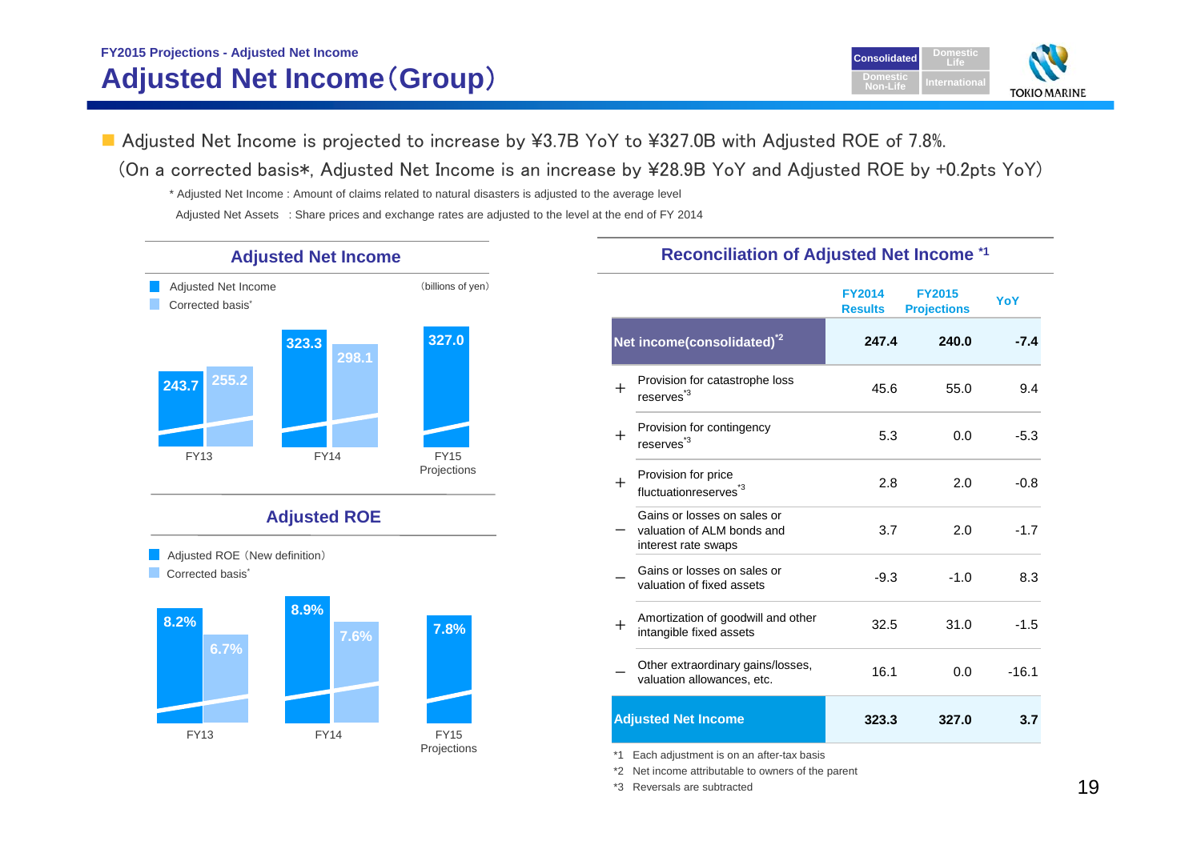FY2015 Projections - Adjusted Net Income

# Adjusted Net Income（Group）

- Adjusted Net Income is projected to increase by ¥3.7B YoY to ¥327.0B with Adjusted ROE of 7.8%.

  （On a corrected basis*, Adjusted Net Income is an increase by ¥28.9B YoY and Adjusted ROE by +0.2pts YoY）

  \* Adjusted Net Income : Amount of claims related to natural disasters is adjusted to the average level

  Adjusted Net Assets : Share prices and exchange rates are adjusted to the level at the end of FY 2014

## Adjusted Net Income

（billions of yen）

| | Adjusted Net Income | Corrected basis* |
|---|---|---|
| FY13 | 243.7 | 255.2 |
| FY14 | 323.3 | 298.1 |
| FY15 Projections | 327.0 | |

## Adjusted ROE

| | Adjusted ROE（New definition） | Corrected basis* |
|---|---|---|
| FY13 | 8.2% | 6.7% |
| FY14 | 8.9% | 7.6% |
| FY15 Projections | 7.8% | |

## Reconciliation of Adjusted Net Income [*1]

| | | FY2014 Results | FY2015 Projections | YoY |
|---|---|---|---|---|
| Net income(consolidated)[*2] | | 247.4 | 240.0 | -7.4 |
| ＋ | Provision for catastrophe loss reserves[*3] | 45.6 | 55.0 | 9.4 |
| ＋ | Provision for contingency reserves[*3] | 5.3 | 0.0 | -5.3 |
| ＋ | Provision for price fluctuationreserves[*3] | 2.8 | 2.0 | -0.8 |
| − | Gains or losses on sales or valuation of ALM bonds and interest rate swaps | 3.7 | 2.0 | -1.7 |
| − | Gains or losses on sales or valuation of fixed assets | -9.3 | -1.0 | 8.3 |
| ＋ | Amortization of goodwill and other intangible fixed assets | 32.5 | 31.0 | -1.5 |
| − | Other extraordinary gains/losses, valuation allowances, etc. | 16.1 | 0.0 | -16.1 |
| Adjusted Net Income | | 323.3 | 327.0 | 3.7 |

*1 Each adjustment is on an after-tax basis

*2 Net income attributable to owners of the parent

*3 Reversals are subtracted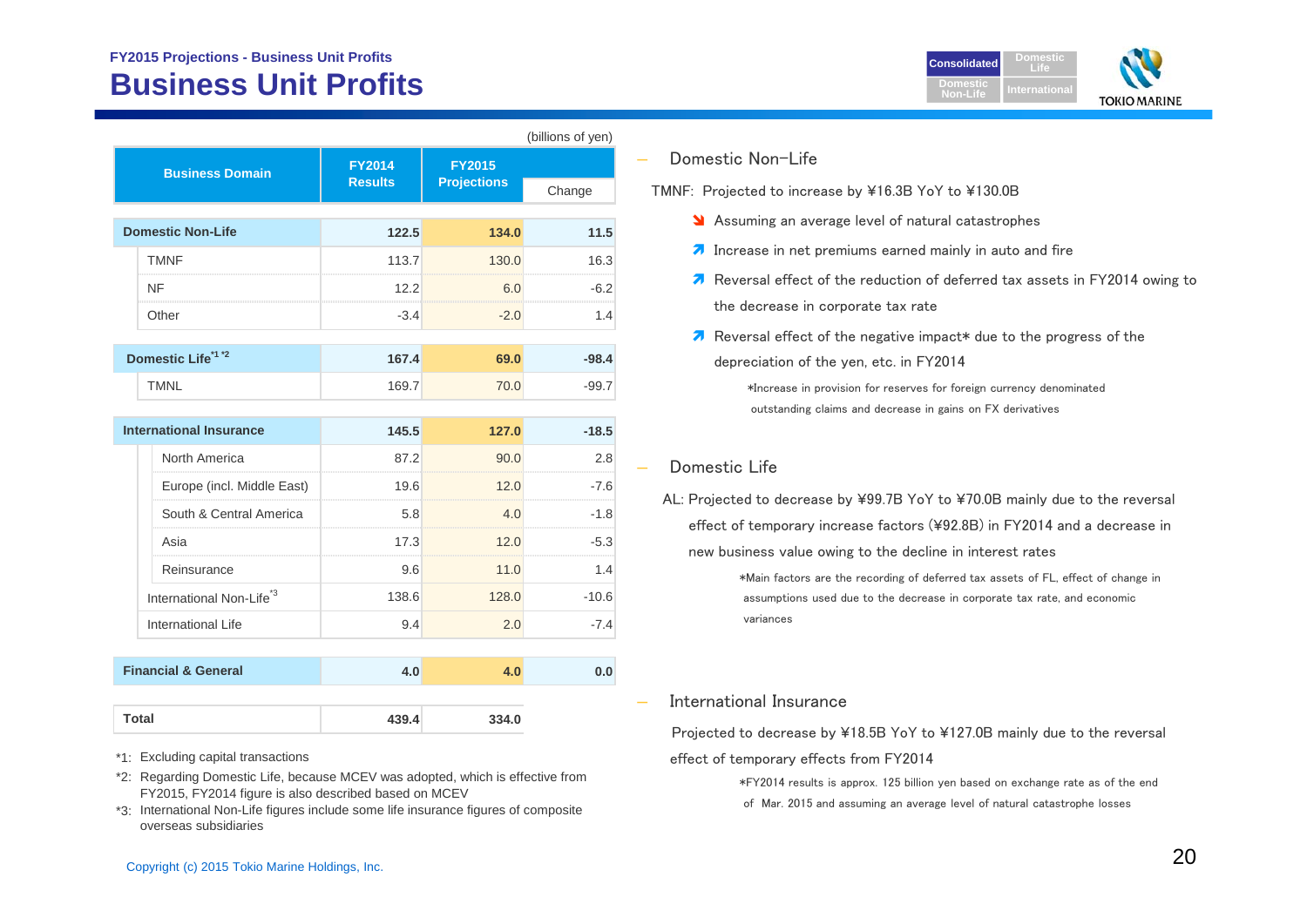FY2015 Projections - Business Unit Profits

# Business Unit Profits

(billions of yen)

| Business Domain | FY2014 Results | FY2015 Projections | Change |
|---|---|---|---|
| **Domestic Non-Life** | **122.5** | **134.0** | **11.5** |
| TMNF | 113.7 | 130.0 | 16.3 |
| NF | 12.2 | 6.0 | -6.2 |
| Other | -3.4 | -2.0 | 1.4 |
| **Domestic Life**[*1 *2] | **167.4** | **69.0** | **-98.4** |
| TMNL | 169.7 | 70.0 | -99.7 |
| **International Insurance** | **145.5** | **127.0** | **-18.5** |
| North America | 87.2 | 90.0 | 2.8 |
| Europe (incl. Middle East) | 19.6 | 12.0 | -7.6 |
| South & Central America | 5.8 | 4.0 | -1.8 |
| Asia | 17.3 | 12.0 | -5.3 |
| Reinsurance | 9.6 | 11.0 | 1.4 |
| International Non-Life[*3] | 138.6 | 128.0 | -10.6 |
| International Life | 9.4 | 2.0 | -7.4 |
| **Financial & General** | **4.0** | **4.0** | **0.0** |
| **Total** | **439.4** | **334.0** | |

*1: Excluding capital transactions

*2: Regarding Domestic Life, because MCEV was adopted, which is effective from FY2015, FY2014 figure is also described based on MCEV

*3: International Non-Life figures include some life insurance figures of composite overseas subsidiaries

## Domestic Non-Life

TMNF: Projected to increase by ¥16.3B YoY to ¥130.0B

- ↘ Assuming an average level of natural catastrophes
- ↗ Increase in net premiums earned mainly in auto and fire
- ↗ Reversal effect of the reduction of deferred tax assets in FY2014 owing to the decrease in corporate tax rate
- ↗ Reversal effect of the negative impact* due to the progress of the depreciation of the yen, etc. in FY2014

*Increase in provision for reserves for foreign currency denominated outstanding claims and decrease in gains on FX derivatives

## Domestic Life

AL: Projected to decrease by ¥99.7B YoY to ¥70.0B mainly due to the reversal effect of temporary increase factors (¥92.8B) in FY2014 and a decrease in new business value owing to the decline in interest rates

*Main factors are the recording of deferred tax assets of FL, effect of change in assumptions used due to the decrease in corporate tax rate, and economic variances

## International Insurance

Projected to decrease by ¥18.5B YoY to ¥127.0B mainly due to the reversal effect of temporary effects from FY2014

*FY2014 results is approx. 125 billion yen based on exchange rate as of the end of Mar. 2015 and assuming an average level of natural catastrophe losses

Copyright (c) 2015 Tokio Marine Holdings, Inc.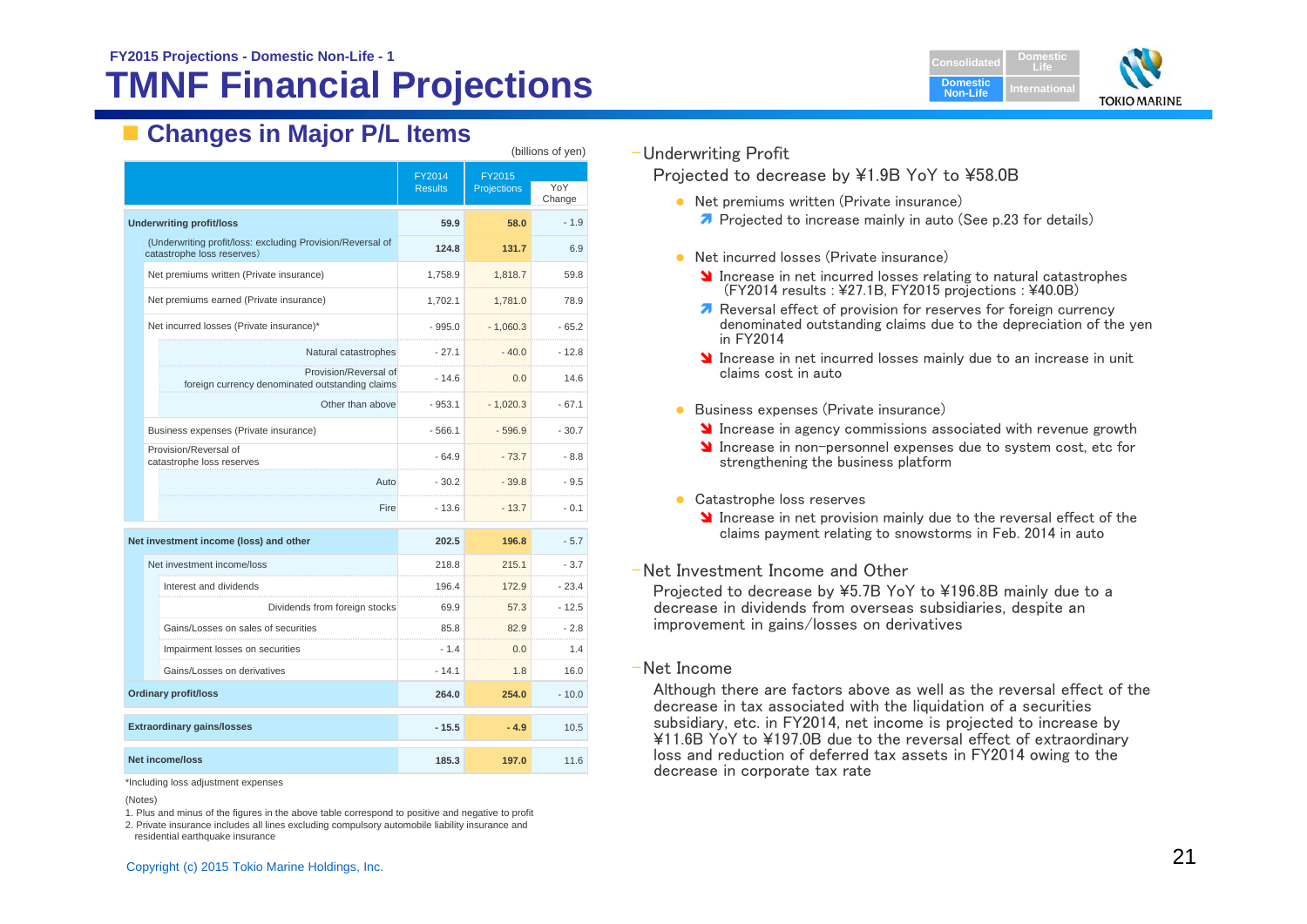FY2015 Projections - Domestic Non-Life - 1

# TMNF Financial Projections

## Changes in Major P/L Items

(billions of yen)

| | FY2014 Results | FY2015 Projections | YoY Change |
|---|---|---|---|
| **Underwriting profit/loss** | **59.9** | **58.0** | - 1.9 |
| (Underwriting profit/loss: excluding Provision/Reversal of catastrophe loss reserves) | **124.8** | **131.7** | 6.9 |
| Net premiums written (Private insurance) | 1,758.9 | 1,818.7 | 59.8 |
| Net premiums earned (Private insurance) | 1,702.1 | 1,781.0 | 78.9 |
| Net incurred losses (Private insurance)* | - 995.0 | - 1,060.3 | - 65.2 |
| Natural catastrophes | - 27.1 | - 40.0 | - 12.8 |
| Provision/Reversal of foreign currency denominated outstanding claims | - 14.6 | 0.0 | 14.6 |
| Other than above | - 953.1 | - 1,020.3 | - 67.1 |
| Business expenses (Private insurance) | - 566.1 | - 596.9 | - 30.7 |
| Provision/Reversal of catastrophe loss reserves | - 64.9 | - 73.7 | - 8.8 |
| Auto | - 30.2 | - 39.8 | - 9.5 |
| Fire | - 13.6 | - 13.7 | - 0.1 |
| **Net investment income (loss) and other** | **202.5** | **196.8** | - 5.7 |
| Net investment income/loss | 218.8 | 215.1 | - 3.7 |
| Interest and dividends | 196.4 | 172.9 | - 23.4 |
| Dividends from foreign stocks | 69.9 | 57.3 | - 12.5 |
| Gains/Losses on sales of securities | 85.8 | 82.9 | - 2.8 |
| Impairment losses on securities | - 1.4 | 0.0 | 1.4 |
| Gains/Losses on derivatives | - 14.1 | 1.8 | 16.0 |
| **Ordinary profit/loss** | **264.0** | **254.0** | - 10.0 |
| **Extraordinary gains/losses** | **- 15.5** | **- 4.9** | 10.5 |
| **Net income/loss** | **185.3** | **197.0** | 11.6 |

*Including loss adjustment expenses

(Notes)

1. Plus and minus of the figures in the above table correspond to positive and negative to profit
2. Private insurance includes all lines excluding compulsory automobile liability insurance and residential earthquake insurance

### Underwriting Profit

Projected to decrease by ¥1.9B YoY to ¥58.0B

- Net premiums written (Private insurance)
  - ↑ Projected to increase mainly in auto (See p.23 for details)
- Net incurred losses (Private insurance)
  - ↓ Increase in net incurred losses relating to natural catastrophes (FY2014 results : ¥27.1B, FY2015 projections : ¥40.0B)
  - ↑ Reversal effect of provision for reserves for foreign currency denominated outstanding claims due to the depreciation of the yen in FY2014
  - ↓ Increase in net incurred losses mainly due to an increase in unit claims cost in auto
- Business expenses (Private insurance)
  - ↓ Increase in agency commissions associated with revenue growth
  - ↓ Increase in non-personnel expenses due to system cost, etc for strengthening the business platform
- Catastrophe loss reserves
  - ↓ Increase in net provision mainly due to the reversal effect of the claims payment relating to snowstorms in Feb. 2014 in auto

### Net Investment Income and Other

Projected to decrease by ¥5.7B YoY to ¥196.8B mainly due to a decrease in dividends from overseas subsidiaries, despite an improvement in gains/losses on derivatives

### Net Income

Although there are factors above as well as the reversal effect of the decrease in tax associated with the liquidation of a securities subsidiary, etc. in FY2014, net income is projected to increase by ¥11.6B YoY to ¥197.0B due to the reversal effect of extraordinary loss and reduction of deferred tax assets in FY2014 owing to the decrease in corporate tax rate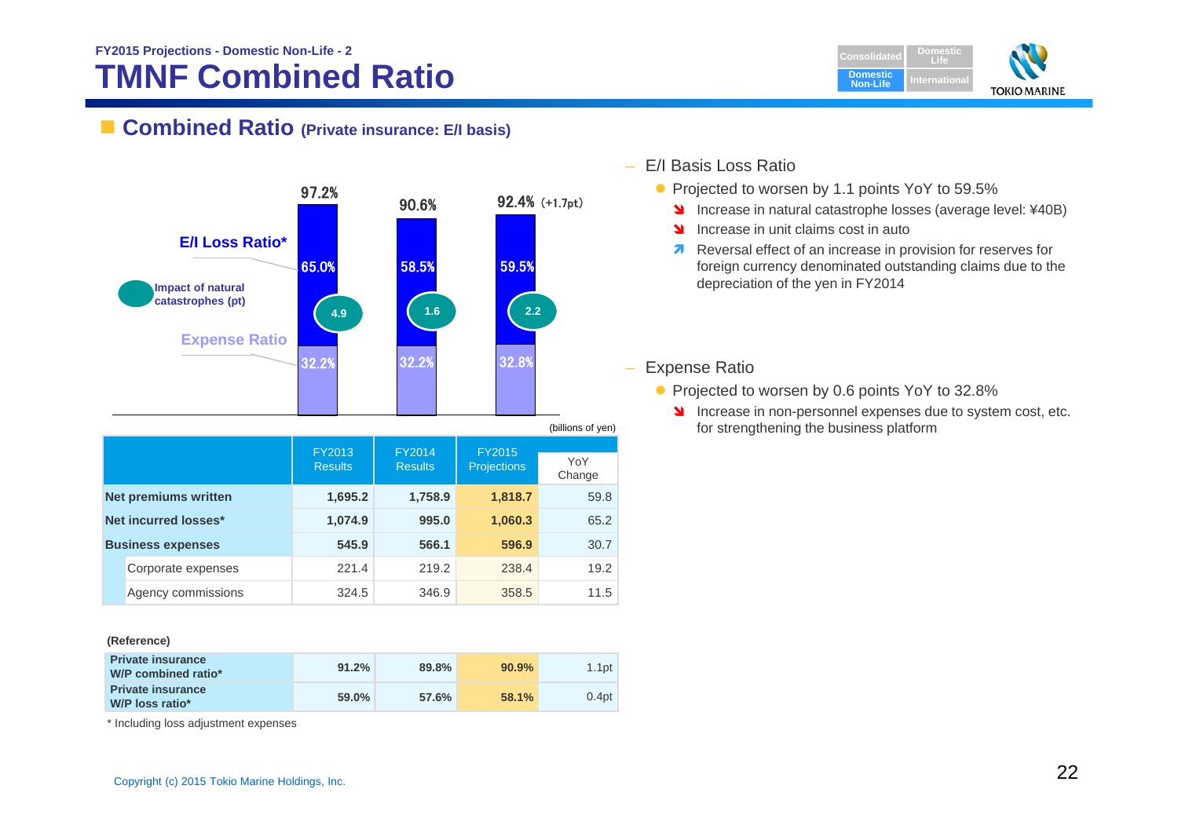FY2015 Projections - Domestic Non-Life - 2

# TMNF Combined Ratio

## Combined Ratio (Private insurance: E/I basis)

| | FY2013 | FY2014 | FY2015 |
|---|---|---|---|
| Combined Ratio | 97.2% | 90.6% | 92.4% (+1.7pt) |
| E/I Loss Ratio* | 65.0% | 58.5% | 59.5% |
| Impact of natural catastrophes (pt) | 4.9 | 1.6 | 2.2 |
| Expense Ratio | 32.2% | 32.2% | 32.8% |

(billions of yen)

| | FY2013 Results | FY2014 Results | FY2015 Projections | YoY Change |
|---|---|---|---|---|
| **Net premiums written** | **1,695.2** | **1,758.9** | **1,818.7** | 59.8 |
| **Net incurred losses*** | **1,074.9** | **995.0** | **1,060.3** | 65.2 |
| **Business expenses** | **545.9** | **566.1** | **596.9** | 30.7 |
| Corporate expenses | 221.4 | 219.2 | 238.4 | 19.2 |
| Agency commissions | 324.5 | 346.9 | 358.5 | 11.5 |

**(Reference)**

| | | | | |
|---|---|---|---|---|
| **Private insurance W/P combined ratio*** | **91.2%** | **89.8%** | **90.9%** | 1.1pt |
| **Private insurance W/P loss ratio*** | **59.0%** | **57.6%** | **58.1%** | 0.4pt |

\* Including loss adjustment expenses

– E/I Basis Loss Ratio
- Projected to worsen by 1.1 points YoY to 59.5%
  - ↘ Increase in natural catastrophe losses (average level: ¥40B)
  - ↘ Increase in unit claims cost in auto
  - ↗ Reversal effect of an increase in provision for reserves for foreign currency denominated outstanding claims due to the depreciation of the yen in FY2014

– Expense Ratio
- Projected to worsen by 0.6 points YoY to 32.8%
  - ↘ Increase in non-personnel expenses due to system cost, etc. for strengthening the business platform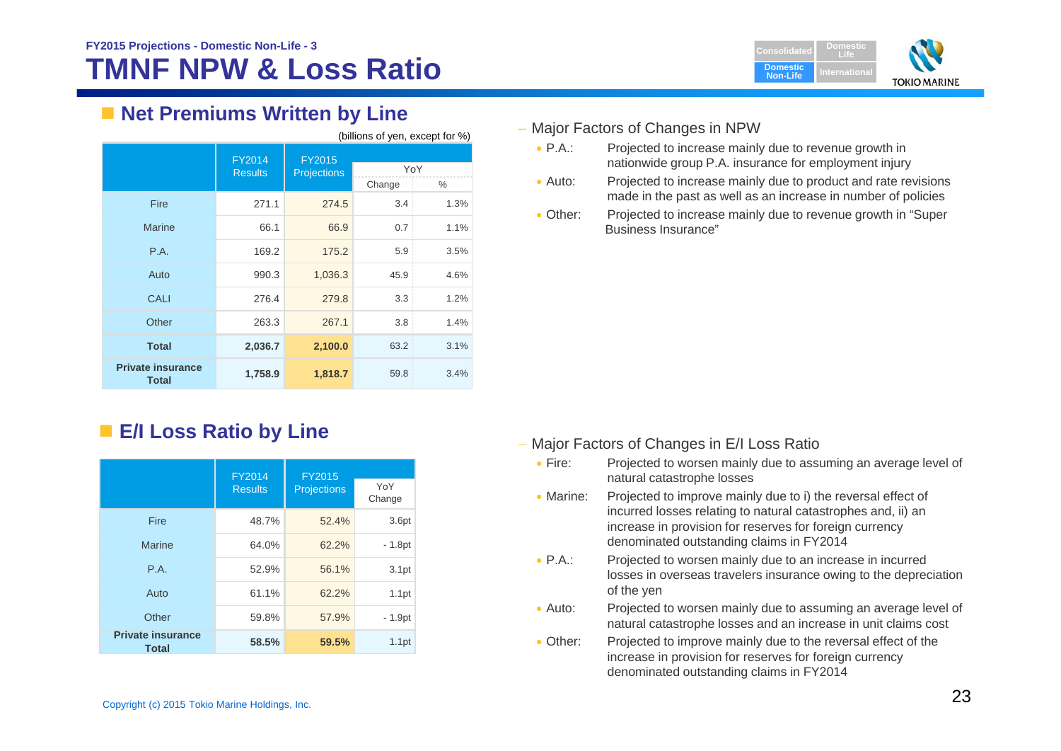FY2015 Projections - Domestic Non-Life - 3

# TMNF NPW & Loss Ratio

## Net Premiums Written by Line

(billions of yen, except for %)

| | FY2014 Results | FY2015 Projections | YoY | |
|---|---|---|---|---|
| | | | Change | % |
| Fire | 271.1 | 274.5 | 3.4 | 1.3% |
| Marine | 66.1 | 66.9 | 0.7 | 1.1% |
| P.A. | 169.2 | 175.2 | 5.9 | 3.5% |
| Auto | 990.3 | 1,036.3 | 45.9 | 4.6% |
| CALI | 276.4 | 279.8 | 3.3 | 1.2% |
| Other | 263.3 | 267.1 | 3.8 | 1.4% |
| **Total** | **2,036.7** | **2,100.0** | 63.2 | 3.1% |
| **Private insurance Total** | **1,758.9** | **1,818.7** | 59.8 | 3.4% |

– Major Factors of Changes in NPW

- P.A.: Projected to increase mainly due to revenue growth in nationwide group P.A. insurance for employment injury
- Auto: Projected to increase mainly due to product and rate revisions made in the past as well as an increase in number of policies
- Other: Projected to increase mainly due to revenue growth in "Super Business Insurance"

## E/I Loss Ratio by Line

| | FY2014 Results | FY2015 Projections | YoY Change |
|---|---|---|---|
| Fire | 48.7% | 52.4% | 3.6pt |
| Marine | 64.0% | 62.2% | - 1.8pt |
| P.A. | 52.9% | 56.1% | 3.1pt |
| Auto | 61.1% | 62.2% | 1.1pt |
| Other | 59.8% | 57.9% | - 1.9pt |
| **Private insurance Total** | **58.5%** | **59.5%** | 1.1pt |

– Major Factors of Changes in E/I Loss Ratio

- Fire: Projected to worsen mainly due to assuming an average level of natural catastrophe losses
- Marine: Projected to improve mainly due to i) the reversal effect of incurred losses relating to natural catastrophes and, ii) an increase in provision for reserves for foreign currency denominated outstanding claims in FY2014
- P.A.: Projected to worsen mainly due to an increase in incurred losses in overseas travelers insurance owing to the depreciation of the yen
- Auto: Projected to worsen mainly due to assuming an average level of natural catastrophe losses and an increase in unit claims cost
- Other: Projected to improve mainly due to the reversal effect of the increase in provision for reserves for foreign currency denominated outstanding claims in FY2014

Copyright (c) 2015 Tokio Marine Holdings, Inc.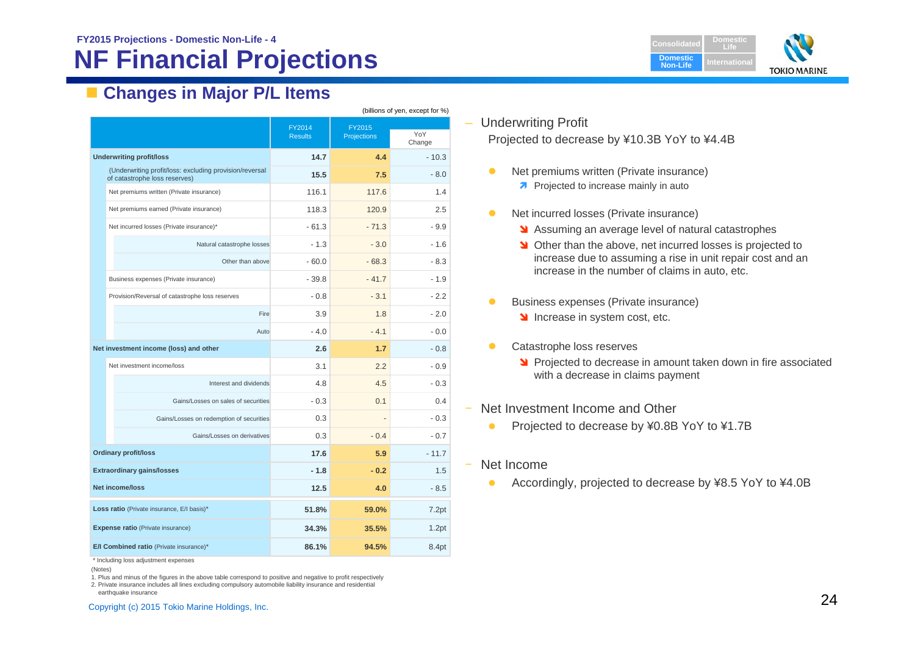FY2015 Projections - Domestic Non-Life - 4

# NF Financial Projections

## Changes in Major P/L Items

(billions of yen, except for %)

| | FY2014 Results | FY2015 Projections | YoY Change |
|---|---|---|---|
| **Underwriting profit/loss** | **14.7** | **4.4** | - 10.3 |
| (Underwriting profit/loss: excluding provision/reversal of catastrophe loss reserves) | **15.5** | **7.5** | - 8.0 |
| Net premiums written (Private insurance) | 116.1 | 117.6 | 1.4 |
| Net premiums earned (Private insurance) | 118.3 | 120.9 | 2.5 |
| Net incurred losses (Private insurance)* | - 61.3 | - 71.3 | - 9.9 |
| Natural catastrophe losses | - 1.3 | - 3.0 | - 1.6 |
| Other than above | - 60.0 | - 68.3 | - 8.3 |
| Business expenses (Private insurance) | - 39.8 | - 41.7 | - 1.9 |
| Provision/Reversal of catastrophe loss reserves | - 0.8 | - 3.1 | - 2.2 |
| Fire | 3.9 | 1.8 | - 2.0 |
| Auto | - 4.0 | - 4.1 | - 0.0 |
| **Net investment income (loss) and other** | **2.6** | **1.7** | - 0.8 |
| Net investment income/loss | 3.1 | 2.2 | - 0.9 |
| Interest and dividends | 4.8 | 4.5 | - 0.3 |
| Gains/Losses on sales of securities | - 0.3 | 0.1 | 0.4 |
| Gains/Losses on redemption of securities | 0.3 | - | - 0.3 |
| Gains/Losses on derivatives | 0.3 | - 0.4 | - 0.7 |
| **Ordinary profit/loss** | **17.6** | **5.9** | - 11.7 |
| **Extraordinary gains/losses** | **- 1.8** | **- 0.2** | 1.5 |
| **Net income/loss** | **12.5** | **4.0** | - 8.5 |
| **Loss ratio** (Private insurance, E/I basis)* | **51.8%** | **59.0%** | 7.2pt |
| **Expense ratio** (Private insurance) | **34.3%** | **35.5%** | 1.2pt |
| **E/I Combined ratio** (Private insurance)* | **86.1%** | **94.5%** | 8.4pt |

\* Including loss adjustment expenses

(Notes)

1. Plus and minus of the figures in the above table correspond to positive and negative to profit respectively
2. Private insurance includes all lines excluding compulsory automobile liability insurance and residential earthquake insurance

- Underwriting Profit
  Projected to decrease by ¥10.3B YoY to ¥4.4B
  - Net premiums written (Private insurance)
    - Projected to increase mainly in auto
  - Net incurred losses (Private insurance)
    - Assuming an average level of natural catastrophes
    - Other than the above, net incurred losses is projected to increase due to assuming a rise in unit repair cost and an increase in the number of claims in auto, etc.
  - Business expenses (Private insurance)
    - Increase in system cost, etc.
  - Catastrophe loss reserves
    - Projected to decrease in amount taken down in fire associated with a decrease in claims payment
- Net Investment Income and Other
  - Projected to decrease by ¥0.8B YoY to ¥1.7B
- Net Income
  - Accordingly, projected to decrease by ¥8.5 YoY to ¥4.0B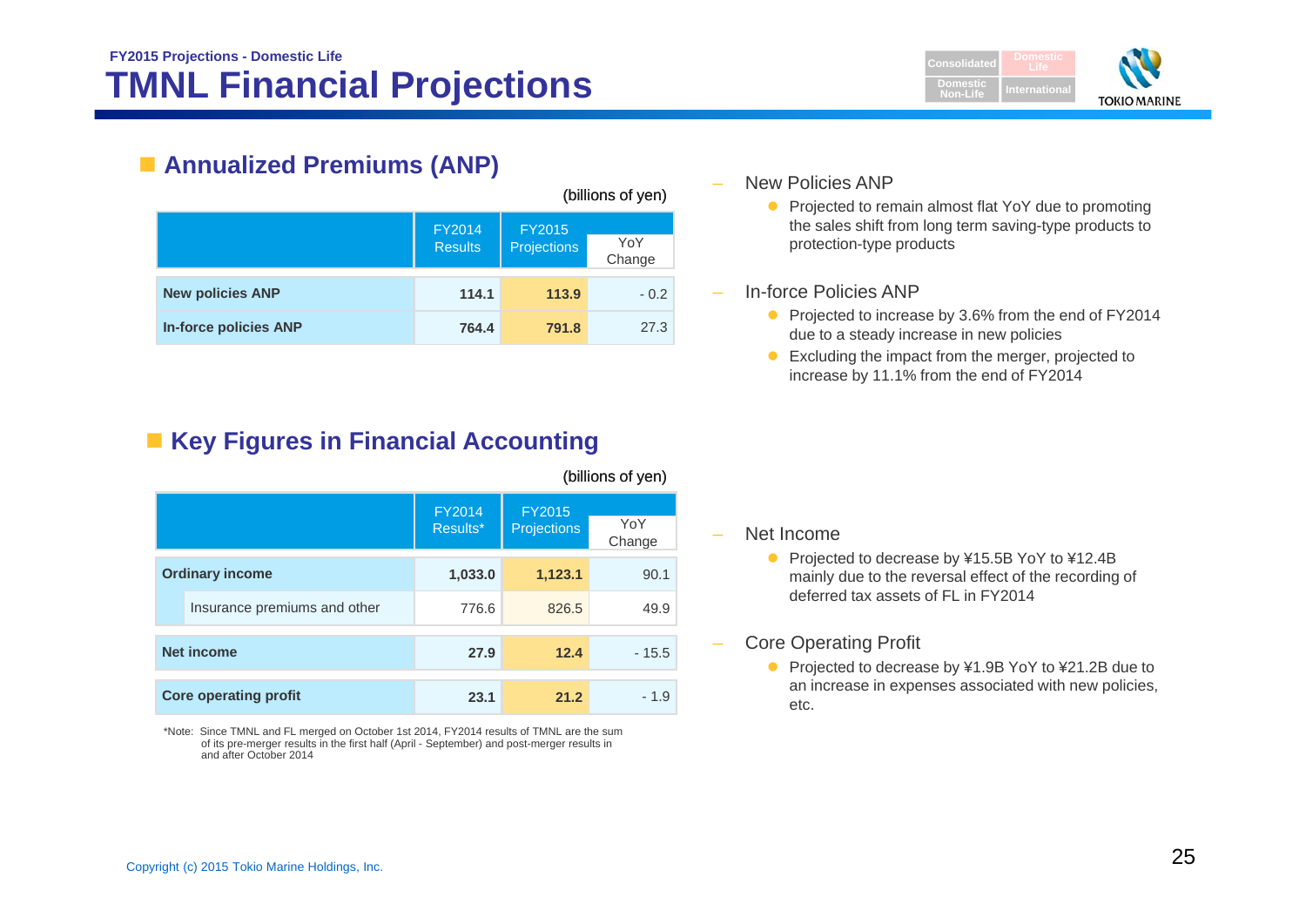FY2015 Projections - Domestic Life

# TMNL Financial Projections

## Annualized Premiums (ANP)

(billions of yen)

| | FY2014 Results | FY2015 Projections | YoY Change |
|---|---|---|---|
| **New policies ANP** | **114.1** | **113.9** | - 0.2 |
| **In-force policies ANP** | **764.4** | **791.8** | 27.3 |

- New Policies ANP
  - Projected to remain almost flat YoY due to promoting the sales shift from long term saving-type products to protection-type products
- In-force Policies ANP
  - Projected to increase by 3.6% from the end of FY2014 due to a steady increase in new policies
  - Excluding the impact from the merger, projected to increase by 11.1% from the end of FY2014

## Key Figures in Financial Accounting

(billions of yen)

| | FY2014 Results* | FY2015 Projections | YoY Change |
|---|---|---|---|
| **Ordinary income** | **1,033.0** | **1,123.1** | 90.1 |
| Insurance premiums and other | 776.6 | 826.5 | 49.9 |
| **Net income** | **27.9** | **12.4** | - 15.5 |
| **Core operating profit** | **23.1** | **21.2** | - 1.9 |

*Note: Since TMNL and FL merged on October 1st 2014, FY2014 results of TMNL are the sum of its pre-merger results in the first half (April - September) and post-merger results in and after October 2014

- Net Income
  - Projected to decrease by ¥15.5B YoY to ¥12.4B mainly due to the reversal effect of the recording of deferred tax assets of FL in FY2014
- Core Operating Profit
  - Projected to decrease by ¥1.9B YoY to ¥21.2B due to an increase in expenses associated with new policies, etc.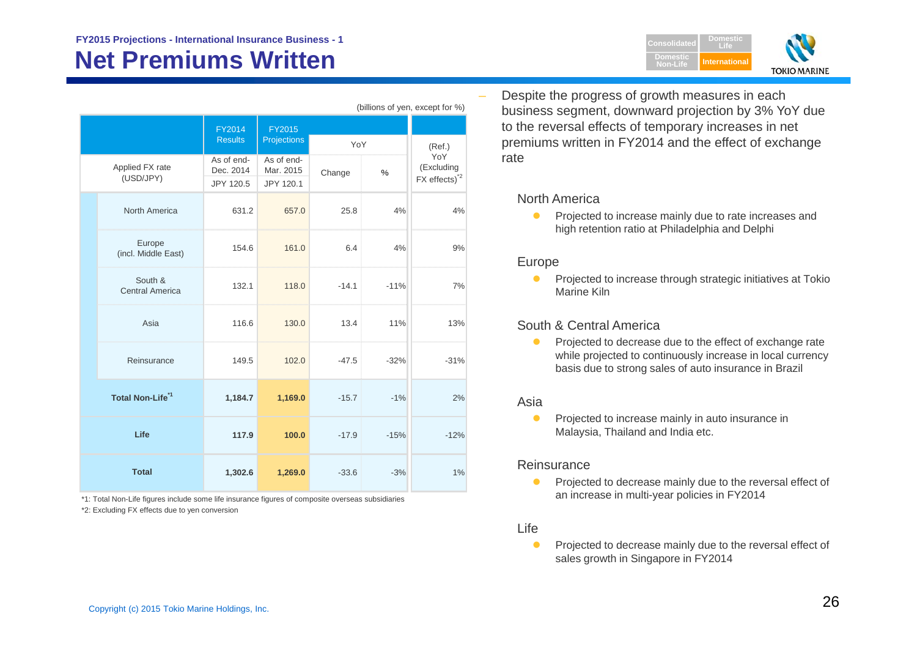FY2015 Projections - International Insurance Business - 1

# Net Premiums Written

(billions of yen, except for %)

| | FY2014 Results | FY2015 Projections | YoY | | (Ref.) YoY (Excluding FX effects)[*2] |
|---|---|---|---|---|---|
| Applied FX rate (USD/JPY) | As of end-Dec. 2014 JPY 120.5 | As of end-Mar. 2015 JPY 120.1 | Change | % | |
| North America | 631.2 | 657.0 | 25.8 | 4% | 4% |
| Europe (incl. Middle East) | 154.6 | 161.0 | 6.4 | 4% | 9% |
| South & Central America | 132.1 | 118.0 | -14.1 | -11% | 7% |
| Asia | 116.6 | 130.0 | 13.4 | 11% | 13% |
| Reinsurance | 149.5 | 102.0 | -47.5 | -32% | -31% |
| **Total Non-Life**[*1] | **1,184.7** | **1,169.0** | -15.7 | -1% | 2% |
| **Life** | **117.9** | **100.0** | -17.9 | -15% | -12% |
| **Total** | **1,302.6** | **1,269.0** | -33.6 | -3% | 1% |

*1: Total Non-Life figures include some life insurance figures of composite overseas subsidiaries

*2: Excluding FX effects due to yen conversion

- Despite the progress of growth measures in each business segment, downward projection by 3% YoY due to the reversal effects of temporary increases in net premiums written in FY2014 and the effect of exchange rate

North America

- Projected to increase mainly due to rate increases and high retention ratio at Philadelphia and Delphi

Europe

- Projected to increase through strategic initiatives at Tokio Marine Kiln

South & Central America

- Projected to decrease due to the effect of exchange rate while projected to continuously increase in local currency basis due to strong sales of auto insurance in Brazil

Asia

- Projected to increase mainly in auto insurance in Malaysia, Thailand and India etc.

Reinsurance

- Projected to decrease mainly due to the reversal effect of an increase in multi-year policies in FY2014

Life

- Projected to decrease mainly due to the reversal effect of sales growth in Singapore in FY2014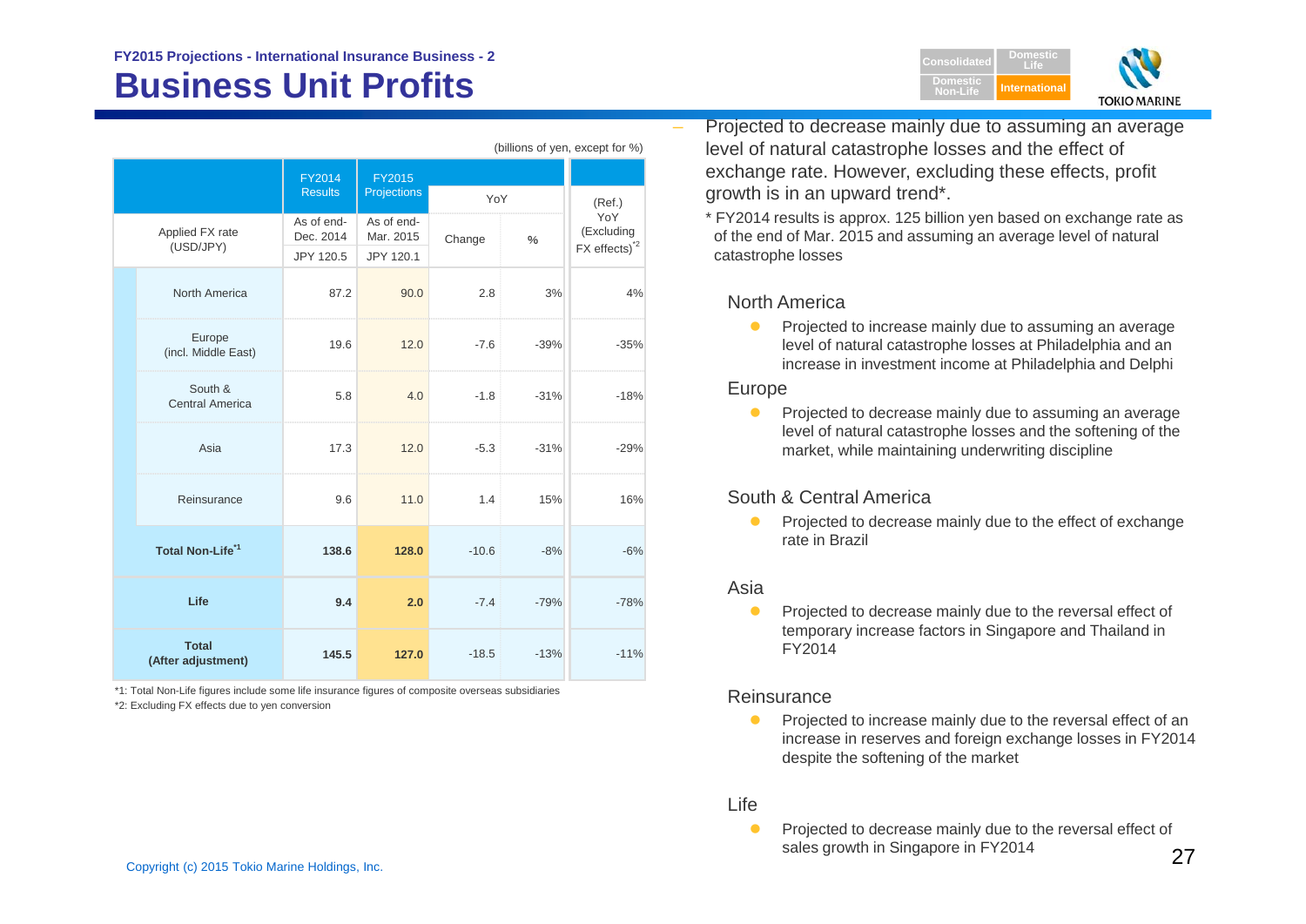### FY2015 Projections - International Insurance Business - 2

# Business Unit Profits

(billions of yen, except for %)

| | FY2014 Results | FY2015 Projections | YoY | | (Ref.) YoY (Excluding FX effects)*2 |
|---|---|---|---|---|---|
| Applied FX rate (USD/JPY) | As of end-Dec. 2014 JPY 120.5 | As of end-Mar. 2015 JPY 120.1 | Change | % | |
| North America | 87.2 | 90.0 | 2.8 | 3% | 4% |
| Europe (incl. Middle East) | 19.6 | 12.0 | -7.6 | -39% | -35% |
| South & Central America | 5.8 | 4.0 | -1.8 | -31% | -18% |
| Asia | 17.3 | 12.0 | -5.3 | -31% | -29% |
| Reinsurance | 9.6 | 11.0 | 1.4 | 15% | 16% |
| **Total Non-Life*1** | **138.6** | **128.0** | -10.6 | -8% | -6% |
| **Life** | **9.4** | **2.0** | -7.4 | -79% | -78% |
| **Total (After adjustment)** | **145.5** | **127.0** | -18.5 | -13% | -11% |

*1: Total Non-Life figures include some life insurance figures of composite overseas subsidiaries

*2: Excluding FX effects due to yen conversion

- Projected to decrease mainly due to assuming an average level of natural catastrophe losses and the effect of exchange rate. However, excluding these effects, profit growth is in an upward trend*.

\* FY2014 results is approx. 125 billion yen based on exchange rate as of the end of Mar. 2015 and assuming an average level of natural catastrophe losses

North America

- Projected to increase mainly due to assuming an average level of natural catastrophe losses at Philadelphia and an increase in investment income at Philadelphia and Delphi

Europe

- Projected to decrease mainly due to assuming an average level of natural catastrophe losses and the softening of the market, while maintaining underwriting discipline

South & Central America

- Projected to decrease mainly due to the effect of exchange rate in Brazil

Asia

- Projected to decrease mainly due to the reversal effect of temporary increase factors in Singapore and Thailand in FY2014

Reinsurance

- Projected to increase mainly due to the reversal effect of an increase in reserves and foreign exchange losses in FY2014 despite the softening of the market

Life

- Projected to decrease mainly due to the reversal effect of sales growth in Singapore in FY2014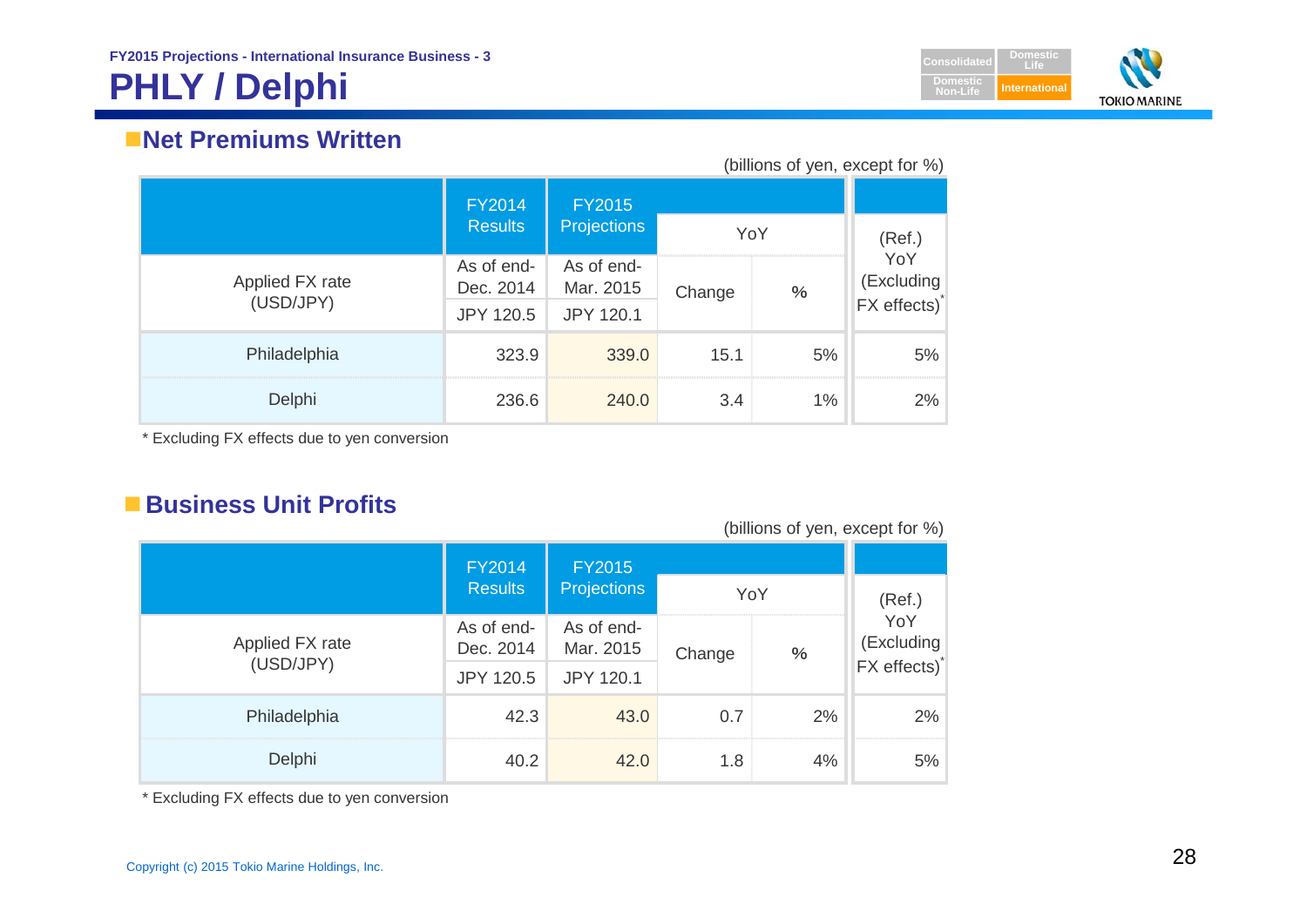FY2015 Projections - International Insurance Business - 3

# PHLY / Delphi

## Net Premiums Written

(billions of yen, except for %)

| | FY2014 Results | FY2015 Projections | YoY | | (Ref.) YoY (Excluding FX effects)* |
|---|---|---|---|---|---|
| Applied FX rate (USD/JPY) | As of end-Dec. 2014 JPY 120.5 | As of end-Mar. 2015 JPY 120.1 | Change | % | |
| Philadelphia | 323.9 | 339.0 | 15.1 | 5% | 5% |
| Delphi | 236.6 | 240.0 | 3.4 | 1% | 2% |

\* Excluding FX effects due to yen conversion

## Business Unit Profits

(billions of yen, except for %)

| | FY2014 Results | FY2015 Projections | YoY | | (Ref.) YoY (Excluding FX effects)* |
|---|---|---|---|---|---|
| Applied FX rate (USD/JPY) | As of end-Dec. 2014 JPY 120.5 | As of end-Mar. 2015 JPY 120.1 | Change | % | |
| Philadelphia | 42.3 | 43.0 | 0.7 | 2% | 2% |
| Delphi | 40.2 | 42.0 | 1.8 | 4% | 5% |

\* Excluding FX effects due to yen conversion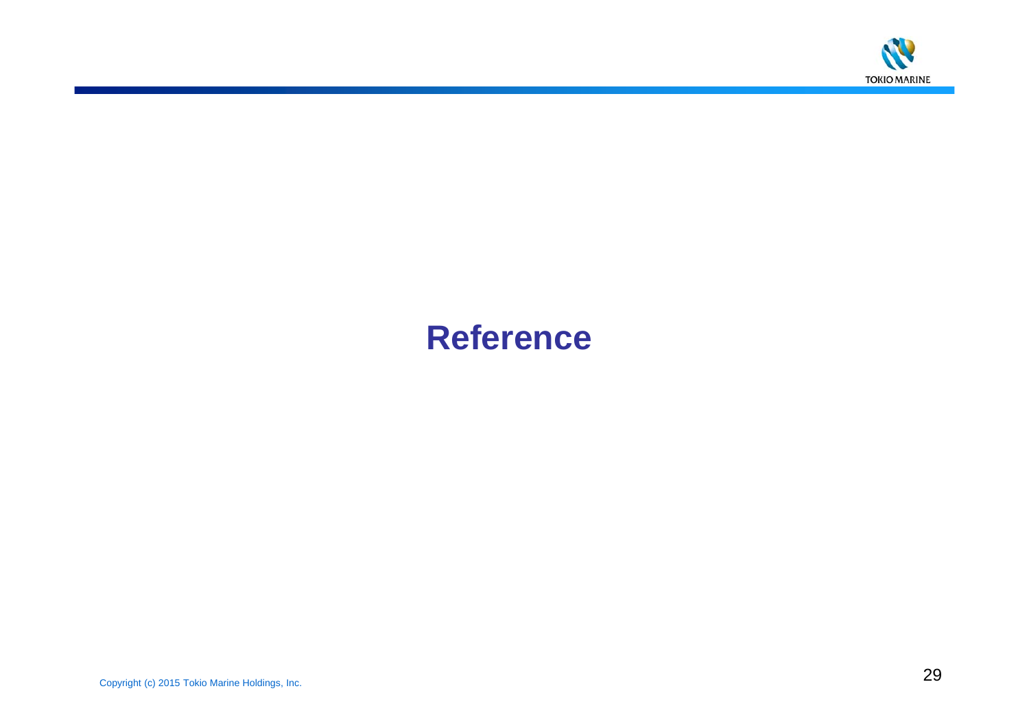# Reference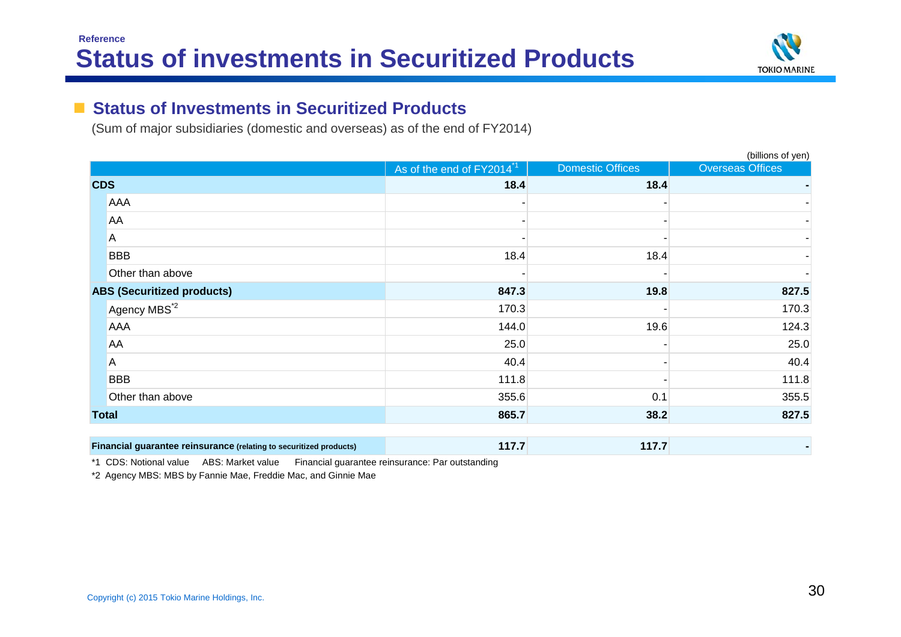Reference

# Status of investments in Securitized Products

## Status of Investments in Securitized Products

(Sum of major subsidiaries (domestic and overseas) as of the end of FY2014)

(billions of yen)

| | As of the end of FY2014[*1] | Domestic Offices | Overseas Offices |
|---|---|---|---|
| **CDS** | **18.4** | **18.4** | **-** |
| AAA | - | - | - |
| AA | - | - | - |
| A | - | - | - |
| BBB | 18.4 | 18.4 | - |
| Other than above | - | - | - |
| **ABS (Securitized products)** | **847.3** | **19.8** | **827.5** |
| Agency MBS[*2] | 170.3 | - | 170.3 |
| AAA | 144.0 | 19.6 | 124.3 |
| AA | 25.0 | - | 25.0 |
| A | 40.4 | - | 40.4 |
| BBB | 111.8 | - | 111.8 |
| Other than above | 355.6 | 0.1 | 355.5 |
| **Total** | **865.7** | **38.2** | **827.5** |
| **Financial guarantee reinsurance** (relating to securitized products) | **117.7** | **117.7** | **-** |

*1 CDS: Notional value ABS: Market value Financial guarantee reinsurance: Par outstanding

*2 Agency MBS: MBS by Fannie Mae, Freddie Mac, and Ginnie Mae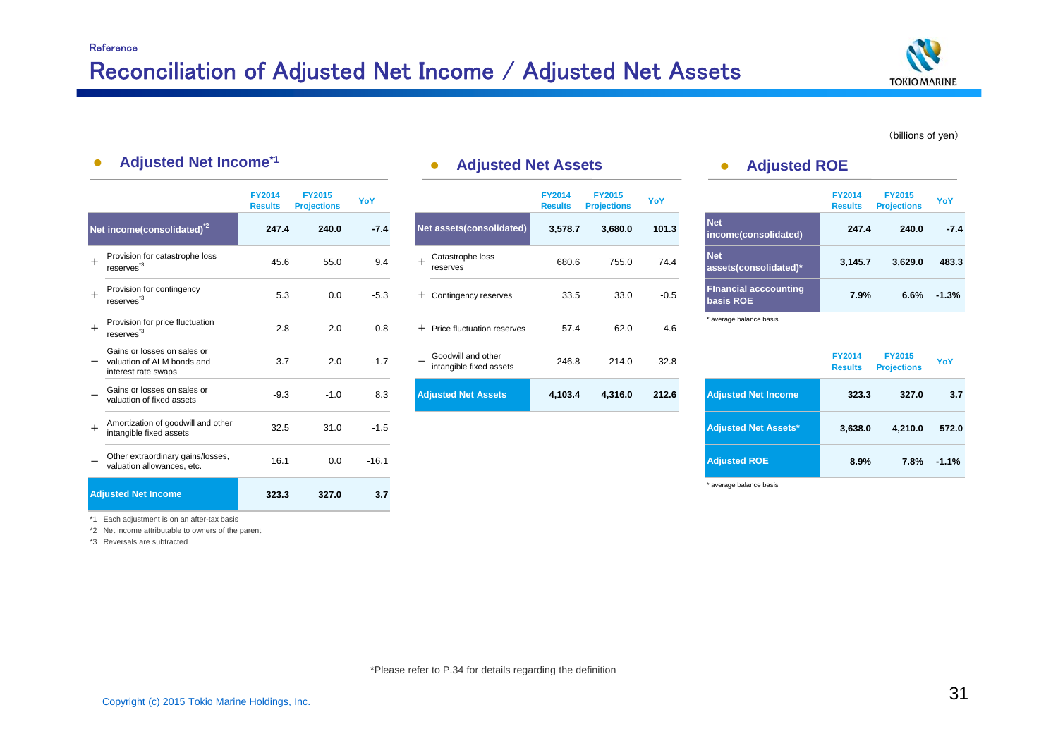Reference

# Reconciliation of Adjusted Net Income / Adjusted Net Assets

(billions of yen)

## Adjusted Net Income[*1]

| | | FY2014 Results | FY2015 Projections | YoY |
|---|---|---|---|---|
| | **Net income(consolidated)[*2]** | **247.4** | **240.0** | **-7.4** |
| ＋ | Provision for catastrophe loss reserves[*3] | 45.6 | 55.0 | 9.4 |
| ＋ | Provision for contingency reserves[*3] | 5.3 | 0.0 | -5.3 |
| ＋ | Provision for price fluctuation reserves[*3] | 2.8 | 2.0 | -0.8 |
| － | Gains or losses on sales or valuation of ALM bonds and interest rate swaps | 3.7 | 2.0 | -1.7 |
| － | Gains or losses on sales or valuation of fixed assets | -9.3 | -1.0 | 8.3 |
| ＋ | Amortization of goodwill and other intangible fixed assets | 32.5 | 31.0 | -1.5 |
| － | Other extraordinary gains/losses, valuation allowances, etc. | 16.1 | 0.0 | -16.1 |
| | **Adjusted Net Income** | **323.3** | **327.0** | **3.7** |

*1 Each adjustment is on an after-tax basis

*2 Net income attributable to owners of the parent

*3 Reversals are subtracted

## Adjusted Net Assets

| | | FY2014 Results | FY2015 Projections | YoY |
|---|---|---|---|---|
| | **Net assets(consolidated)** | **3,578.7** | **3,680.0** | **101.3** |
| ＋ | Catastrophe loss reserves | 680.6 | 755.0 | 74.4 |
| ＋ | Contingency reserves | 33.5 | 33.0 | -0.5 |
| ＋ | Price fluctuation reserves | 57.4 | 62.0 | 4.6 |
| － | Goodwill and other intangible fixed assets | 246.8 | 214.0 | -32.8 |
| | **Adjusted Net Assets** | **4,103.4** | **4,316.0** | **212.6** |

## Adjusted ROE

| | FY2014 Results | FY2015 Projections | YoY |
|---|---|---|---|
| **Net income(consolidated)** | **247.4** | **240.0** | **-7.4** |
| **Net assets(consolidated)*** | **3,145.7** | **3,629.0** | **483.3** |
| **FInancial acccounting basis ROE** | **7.9%** | **6.6%** | **-1.3%** |

* average balance basis

| | FY2014 Results | FY2015 Projections | YoY |
|---|---|---|---|
| **Adjusted Net Income** | **323.3** | **327.0** | **3.7** |
| **Adjusted Net Assets*** | **3,638.0** | **4,210.0** | **572.0** |
| **Adjusted ROE** | **8.9%** | **7.8%** | **-1.1%** |

* average balance basis

*Please refer to P.34 for details regarding the definition

Copyright (c) 2015 Tokio Marine Holdings, Inc.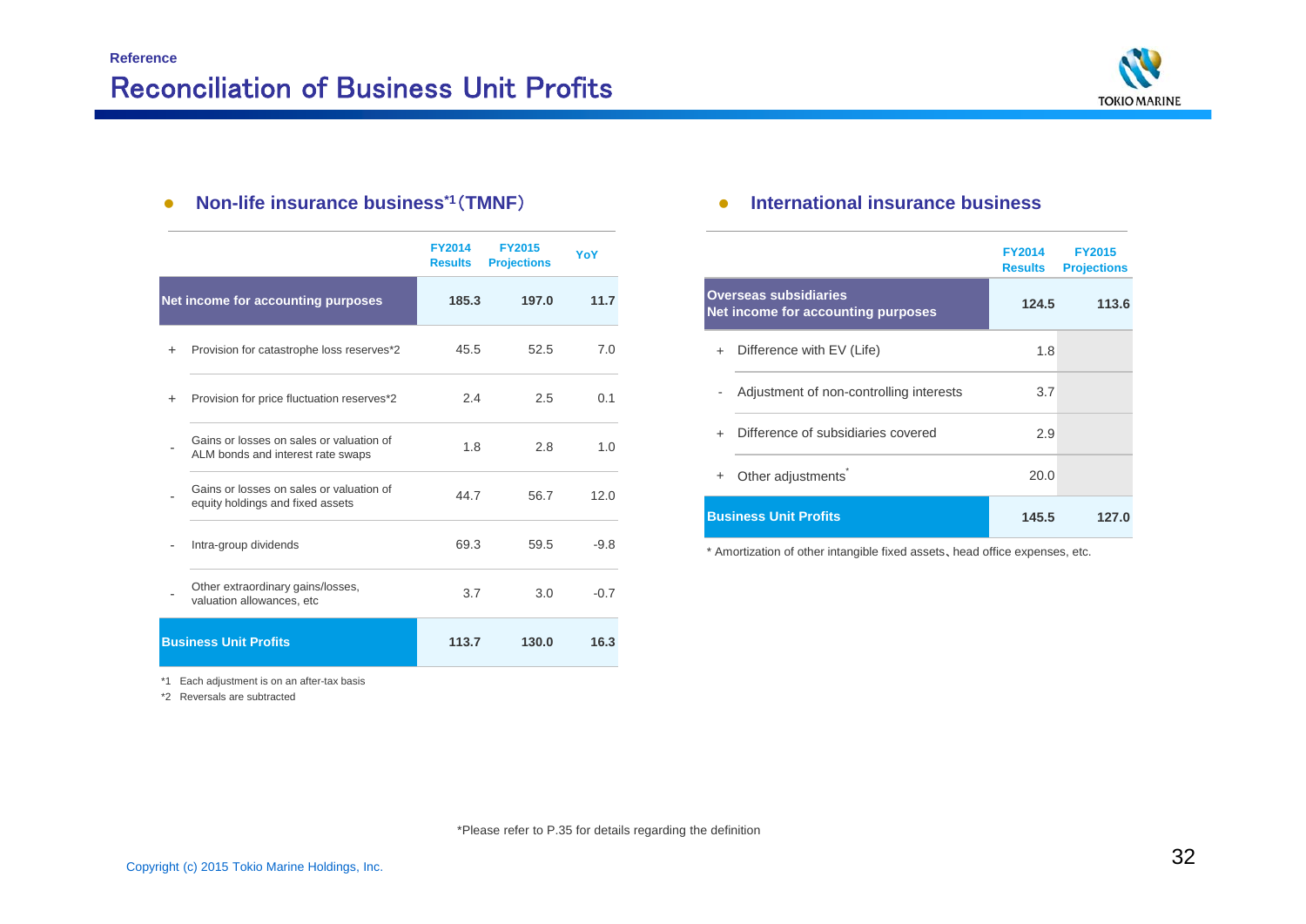Reference

# Reconciliation of Business Unit Profits

## ● Non-life insurance business[*1] (TMNF)

| | | FY2014 Results | FY2015 Projections | YoY |
|---|---|---|---|---|
| **Net income for accounting purposes** | | **185.3** | **197.0** | **11.7** |
| + | Provision for catastrophe loss reserves*2 | 45.5 | 52.5 | 7.0 |
| + | Provision for price fluctuation reserves*2 | 2.4 | 2.5 | 0.1 |
| - | Gains or losses on sales or valuation of ALM bonds and interest rate swaps | 1.8 | 2.8 | 1.0 |
| - | Gains or losses on sales or valuation of equity holdings and fixed assets | 44.7 | 56.7 | 12.0 |
| - | Intra-group dividends | 69.3 | 59.5 | -9.8 |
| - | Other extraordinary gains/losses, valuation allowances, etc | 3.7 | 3.0 | -0.7 |
| **Business Unit Profits** | | **113.7** | **130.0** | **16.3** |

*1 Each adjustment is on an after-tax basis

*2 Reversals are subtracted

## ● International insurance business

| | | FY2014 Results | FY2015 Projections |
|---|---|---|---|
| **Overseas subsidiaries Net income for accounting purposes** | | **124.5** | **113.6** |
| + | Difference with EV (Life) | 1.8 | |
| - | Adjustment of non-controlling interests | 3.7 | |
| + | Difference of subsidiaries covered | 2.9 | |
| + | Other adjustments* | 20.0 | |
| **Business Unit Profits** | | **145.5** | **127.0** |

* Amortization of other intangible fixed assets、head office expenses, etc.

*Please refer to P.35 for details regarding the definition

Copyright (c) 2015 Tokio Marine Holdings, Inc.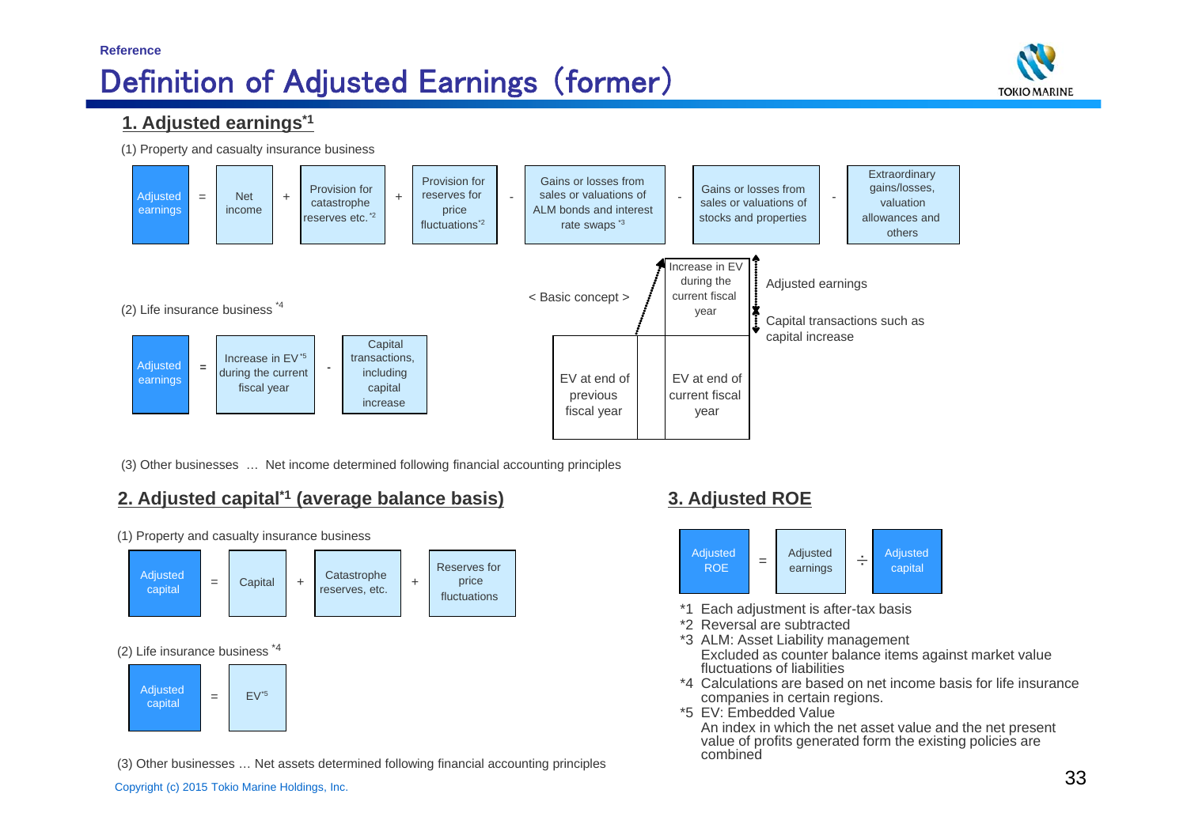Reference

# Definition of Adjusted Earnings (former)

## 1. Adjusted earnings[*1]

(1) Property and casualty insurance business

Adjusted earnings = Net income + Provision for catastrophe reserves etc.[*2] + Provision for reserves for price fluctuations[*2] - Gains or losses from sales or valuations of ALM bonds and interest rate swaps[*3] - Gains or losses from sales or valuations of stocks and properties - Extraordinary gains/losses, valuation allowances and others

(2) Life insurance business[*4]

Adjusted earnings = Increase in EV[*5] during the current fiscal year - Capital transactions, including capital increase

< Basic concept >

| EV at end of previous fiscal year | EV at end of current fiscal year |
|---|---|

Increase in EV during the current fiscal year:
- Adjusted earnings
- Capital transactions such as capital increase

(3) Other businesses … Net income determined following financial accounting principles

## 2. Adjusted capital[*1] (average balance basis)

(1) Property and casualty insurance business

Adjusted capital = Capital + Catastrophe reserves, etc. + Reserves for price fluctuations

(2) Life insurance business[*4]

Adjusted capital = EV[*5]

(3) Other businesses … Net assets determined following financial accounting principles

## 3. Adjusted ROE

Adjusted ROE = Adjusted earnings ÷ Adjusted capital

*1 Each adjustment is after-tax basis
*2 Reversal are subtracted
*3 ALM: Asset Liability management
Excluded as counter balance items against market value fluctuations of liabilities
*4 Calculations are based on net income basis for life insurance companies in certain regions.
*5 EV: Embedded Value
An index in which the net asset value and the net present value of profits generated form the existing policies are combined

Copyright (c) 2015 Tokio Marine Holdings, Inc.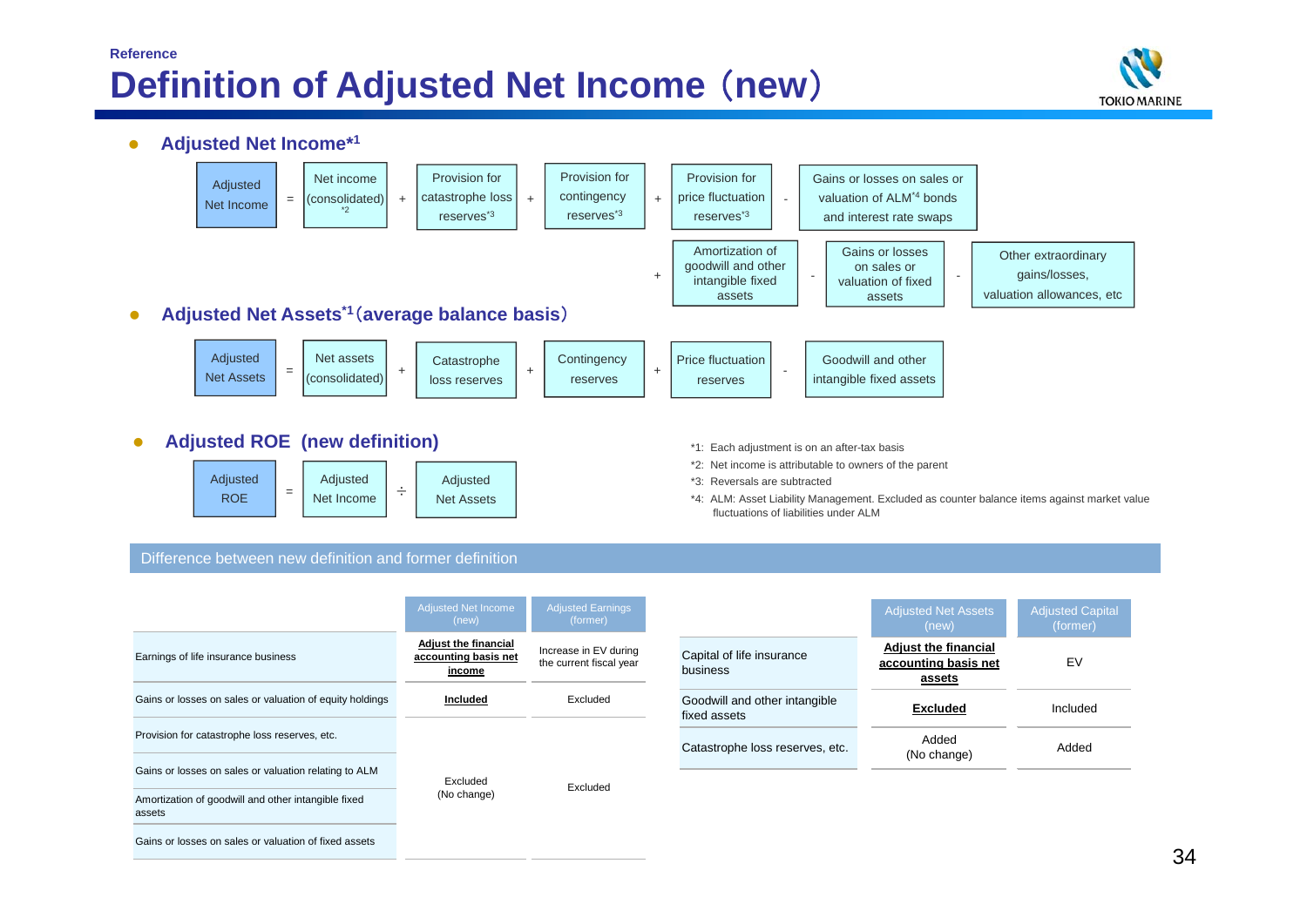Reference

# Definition of Adjusted Net Income（new）

- **Adjusted Net Income*1**

Adjusted Net Income = Net income (consolidated)*2 + Provision for catastrophe loss reserves*3 + Provision for contingency reserves*3 + Provision for price fluctuation reserves*3 - Gains or losses on sales or valuation of ALM*4 bonds and interest rate swaps + Amortization of goodwill and other intangible fixed assets - Gains or losses on sales or valuation of fixed assets - Other extraordinary gains/losses, valuation allowances, etc

- **Adjusted Net Assets*1（average balance basis）**

Adjusted Net Assets = Net assets (consolidated) + Catastrophe loss reserves + Contingency reserves + Price fluctuation reserves - Goodwill and other intangible fixed assets

- **Adjusted ROE (new definition)**

Adjusted ROE = Adjusted Net Income ÷ Adjusted Net Assets

*1: Each adjustment is on an after-tax basis
*2: Net income is attributable to owners of the parent
*3: Reversals are subtracted
*4: ALM: Asset Liability Management. Excluded as counter balance items against market value fluctuations of liabilities under ALM

## Difference between new definition and former definition

| | Adjusted Net Income (new) | Adjusted Earnings (former) |
|---|---|---|
| Earnings of life insurance business | **Adjust the financial accounting basis net income** | Increase in EV during the current fiscal year |
| Gains or losses on sales or valuation of equity holdings | **Included** | Excluded |
| Provision for catastrophe loss reserves, etc. | Excluded (No change) | Excluded |
| Gains or losses on sales or valuation relating to ALM | | |
| Amortization of goodwill and other intangible fixed assets | | |
| Gains or losses on sales or valuation of fixed assets | | |

| | Adjusted Net Assets (new) | Adjusted Capital (former) |
|---|---|---|
| Capital of life insurance business | **Adjust the financial accounting basis net assets** | EV |
| Goodwill and other intangible fixed assets | **Excluded** | Included |
| Catastrophe loss reserves, etc. | Added (No change) | Added |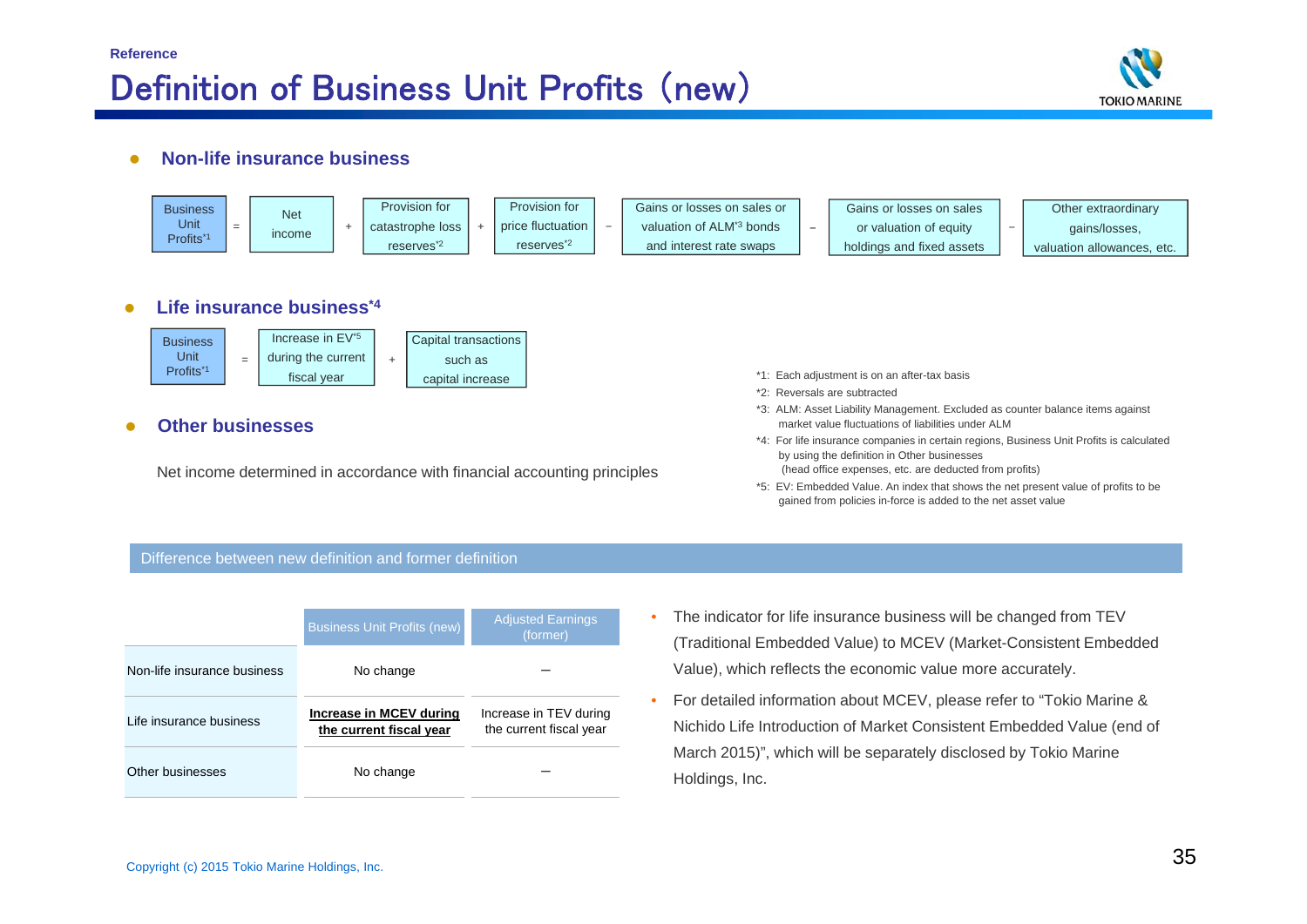Reference

# Definition of Business Unit Profits (new)

## Non-life insurance business

Business Unit Profits[*1] = Net income + Provision for catastrophe loss reserves[*2] + Provision for price fluctuation reserves[*2] − Gains or losses on sales or valuation of ALM[*3] bonds and interest rate swaps − Gains or losses on sales or valuation of equity holdings and fixed assets − Other extraordinary gains/losses, valuation allowances, etc.

## Life insurance business[*4]

Business Unit Profits[*1] = Increase in EV[*5] during the current fiscal year + Capital transactions such as capital increase

## Other businesses

Net income determined in accordance with financial accounting principles

*1: Each adjustment is on an after-tax basis

*2: Reversals are subtracted

*3: ALM: Asset Liability Management. Excluded as counter balance items against market value fluctuations of liabilities under ALM

*4: For life insurance companies in certain regions, Business Unit Profits is calculated by using the definition in Other businesses (head office expenses, etc. are deducted from profits)

*5: EV: Embedded Value. An index that shows the net present value of profits to be gained from policies in-force is added to the net asset value

## Difference between new definition and former definition

| | Business Unit Profits (new) | Adjusted Earnings (former) |
|---|---|---|
| Non-life insurance business | No change | – |
| Life insurance business | **Increase in MCEV during the current fiscal year** | Increase in TEV during the current fiscal year |
| Other businesses | No change | – |

- The indicator for life insurance business will be changed from TEV (Traditional Embedded Value) to MCEV (Market-Consistent Embedded Value), which reflects the economic value more accurately.
- For detailed information about MCEV, please refer to "Tokio Marine & Nichido Life Introduction of Market Consistent Embedded Value (end of March 2015)", which will be separately disclosed by Tokio Marine Holdings, Inc.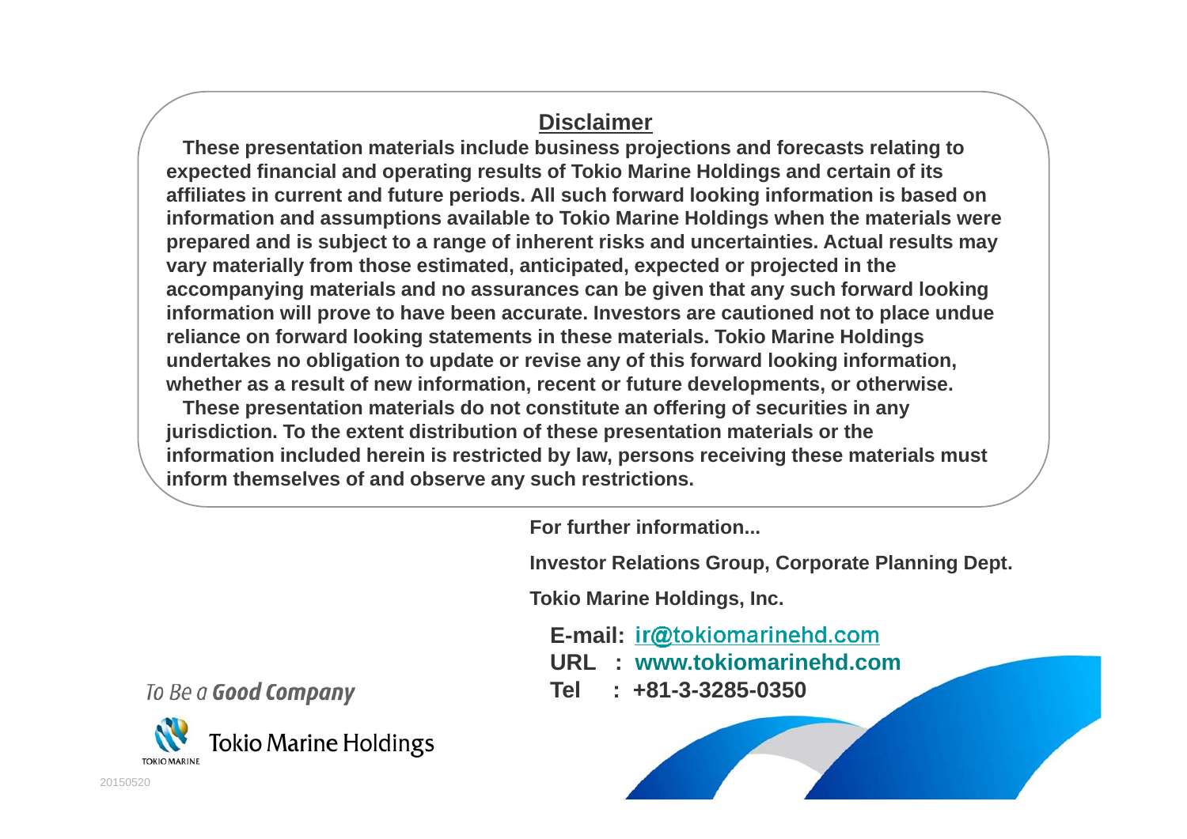## Disclaimer

These presentation materials include business projections and forecasts relating to expected financial and operating results of Tokio Marine Holdings and certain of its affiliates in current and future periods. All such forward looking information is based on information and assumptions available to Tokio Marine Holdings when the materials were prepared and is subject to a range of inherent risks and uncertainties. Actual results may vary materially from those estimated, anticipated, expected or projected in the accompanying materials and no assurances can be given that any such forward looking information will prove to have been accurate. Investors are cautioned not to place undue reliance on forward looking statements in these materials. Tokio Marine Holdings undertakes no obligation to update or revise any of this forward looking information, whether as a result of new information, recent or future developments, or otherwise.

These presentation materials do not constitute an offering of securities in any jurisdiction. To the extent distribution of these presentation materials or the information included herein is restricted by law, persons receiving these materials must inform themselves of and observe any such restrictions.

**For further information...**

**Investor Relations Group, Corporate Planning Dept.**

**Tokio Marine Holdings, Inc.**

**E-mail:** ir@tokiomarinehd.com
**URL :** www.tokiomarinehd.com
**Tel :** +81-3-3285-0350

*To Be a* ***Good Company***

Tokio Marine Holdings

20150520